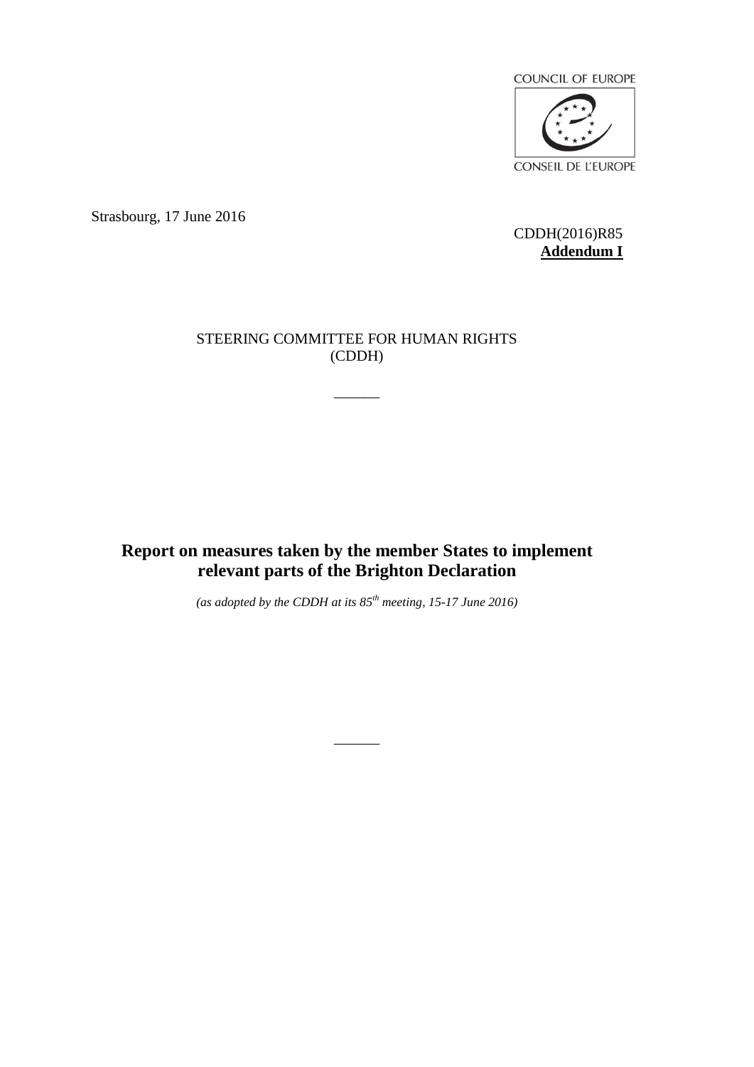COUNCIL OF EUROPE

CONSEIL DE L'EUROPE

Strasbourg, 17 June 2016

CDDH(2016)R85
**Addendum I**

STEERING COMMITTEE FOR HUMAN RIGHTS
(CDDH)

______

# Report on measures taken by the member States to implement relevant parts of the Brighton Declaration

*(as adopted by the CDDH at its 85th meeting, 15-17 June 2016)*

______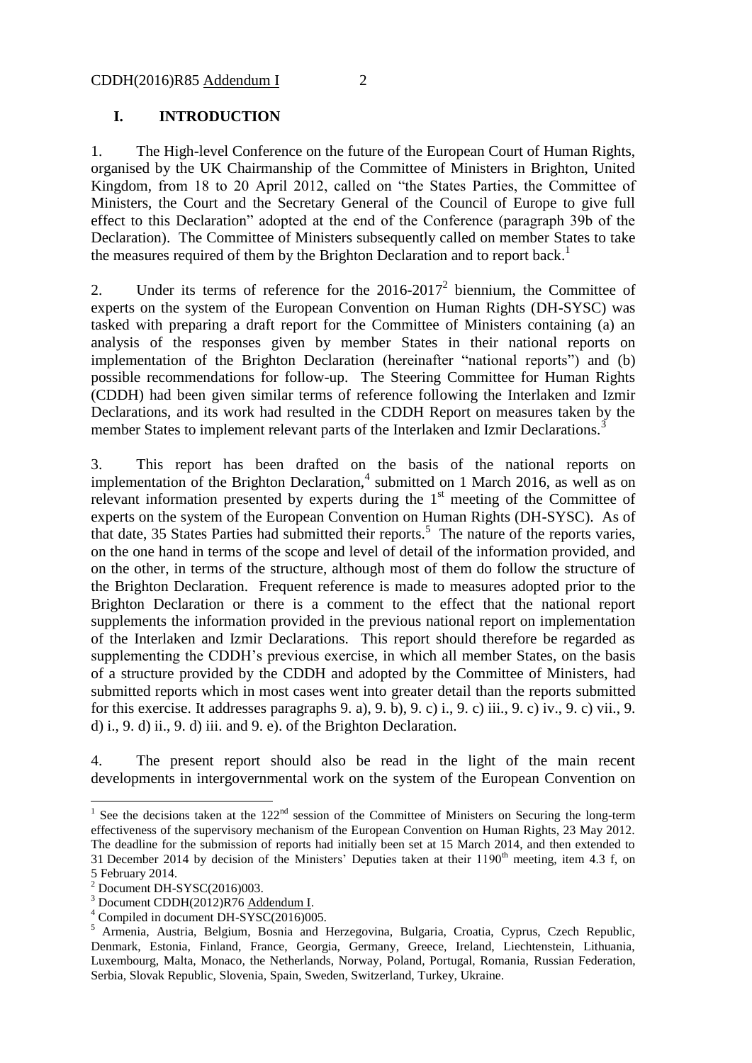## I. INTRODUCTION

1. The High-level Conference on the future of the European Court of Human Rights, organised by the UK Chairmanship of the Committee of Ministers in Brighton, United Kingdom, from 18 to 20 April 2012, called on "the States Parties, the Committee of Ministers, the Court and the Secretary General of the Council of Europe to give full effect to this Declaration" adopted at the end of the Conference (paragraph 39b of the Declaration). The Committee of Ministers subsequently called on member States to take the measures required of them by the Brighton Declaration and to report back.[1]

2. Under its terms of reference for the 2016-2017[2] biennium, the Committee of experts on the system of the European Convention on Human Rights (DH-SYSC) was tasked with preparing a draft report for the Committee of Ministers containing (a) an analysis of the responses given by member States in their national reports on implementation of the Brighton Declaration (hereinafter "national reports") and (b) possible recommendations for follow-up. The Steering Committee for Human Rights (CDDH) had been given similar terms of reference following the Interlaken and Izmir Declarations, and its work had resulted in the CDDH Report on measures taken by the member States to implement relevant parts of the Interlaken and Izmir Declarations.[3]

3. This report has been drafted on the basis of the national reports on implementation of the Brighton Declaration,[4] submitted on 1 March 2016, as well as on relevant information presented by experts during the 1st meeting of the Committee of experts on the system of the European Convention on Human Rights (DH-SYSC). As of that date, 35 States Parties had submitted their reports.[5] The nature of the reports varies, on the one hand in terms of the scope and level of detail of the information provided, and on the other, in terms of the structure, although most of them do follow the structure of the Brighton Declaration. Frequent reference is made to measures adopted prior to the Brighton Declaration or there is a comment to the effect that the national report supplements the information provided in the previous national report on implementation of the Interlaken and Izmir Declarations. This report should therefore be regarded as supplementing the CDDH's previous exercise, in which all member States, on the basis of a structure provided by the CDDH and adopted by the Committee of Ministers, had submitted reports which in most cases went into greater detail than the reports submitted for this exercise. It addresses paragraphs 9. a), 9. b), 9. c) i., 9. c) iii., 9. c) iv., 9. c) vii., 9. d) i., 9. d) ii., 9. d) iii. and 9. e). of the Brighton Declaration.

4. The present report should also be read in the light of the main recent developments in intergovernmental work on the system of the European Convention on

---

[1] See the decisions taken at the 122nd session of the Committee of Ministers on Securing the long-term effectiveness of the supervisory mechanism of the European Convention on Human Rights, 23 May 2012. The deadline for the submission of reports had initially been set at 15 March 2014, and then extended to 31 December 2014 by decision of the Ministers' Deputies taken at their 1190th meeting, item 4.3 f, on 5 February 2014.

[2] Document DH-SYSC(2016)003.

[3] Document CDDH(2012)R76 Addendum I.

[4] Compiled in document DH-SYSC(2016)005.

[5] Armenia, Austria, Belgium, Bosnia and Herzegovina, Bulgaria, Croatia, Cyprus, Czech Republic, Denmark, Estonia, Finland, France, Georgia, Germany, Greece, Ireland, Liechtenstein, Lithuania, Luxembourg, Malta, Monaco, the Netherlands, Norway, Poland, Portugal, Romania, Russian Federation, Serbia, Slovak Republic, Slovenia, Spain, Sweden, Switzerland, Turkey, Ukraine.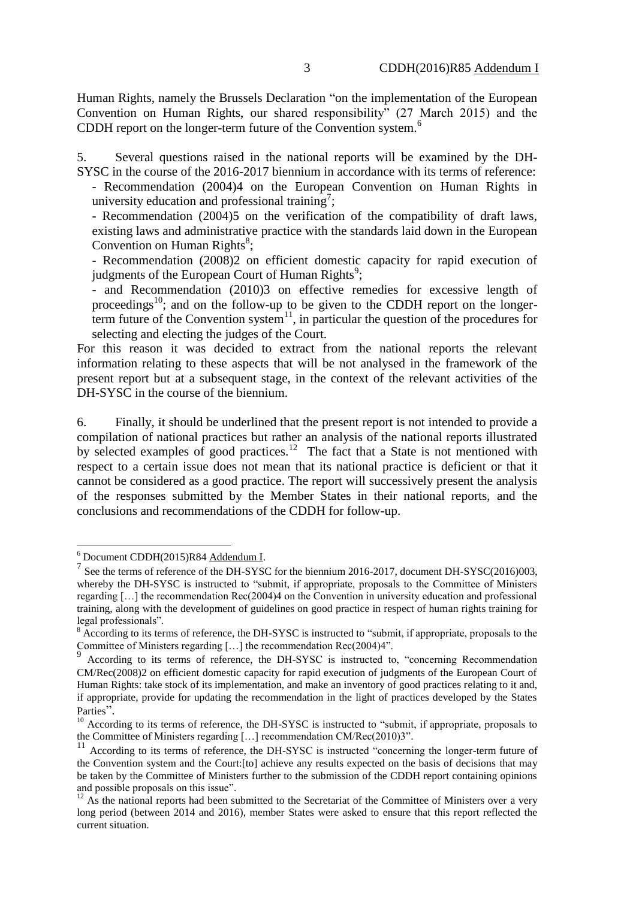Human Rights, namely the Brussels Declaration "on the implementation of the European Convention on Human Rights, our shared responsibility" (27 March 2015) and the CDDH report on the longer-term future of the Convention system.[6]

5. Several questions raised in the national reports will be examined by the DH-SYSC in the course of the 2016-2017 biennium in accordance with its terms of reference:

- Recommendation (2004)4 on the European Convention on Human Rights in university education and professional training[7];
- Recommendation (2004)5 on the verification of the compatibility of draft laws, existing laws and administrative practice with the standards laid down in the European Convention on Human Rights[8];
- Recommendation (2008)2 on efficient domestic capacity for rapid execution of judgments of the European Court of Human Rights[9];
- and Recommendation (2010)3 on effective remedies for excessive length of proceedings[10]; and on the follow-up to be given to the CDDH report on the longer-term future of the Convention system[11], in particular the question of the procedures for selecting and electing the judges of the Court.

For this reason it was decided to extract from the national reports the relevant information relating to these aspects that will be not analysed in the framework of the present report but at a subsequent stage, in the context of the relevant activities of the DH-SYSC in the course of the biennium.

6. Finally, it should be underlined that the present report is not intended to provide a compilation of national practices but rather an analysis of the national reports illustrated by selected examples of good practices.[12] The fact that a State is not mentioned with respect to a certain issue does not mean that its national practice is deficient or that it cannot be considered as a good practice. The report will successively present the analysis of the responses submitted by the Member States in their national reports, and the conclusions and recommendations of the CDDH for follow-up.

---

[6] Document CDDH(2015)R84 Addendum I.

[7] See the terms of reference of the DH-SYSC for the biennium 2016-2017, document DH-SYSC(2016)003, whereby the DH-SYSC is instructed to "submit, if appropriate, proposals to the Committee of Ministers regarding […] the recommendation Rec(2004)4 on the Convention in university education and professional training, along with the development of guidelines on good practice in respect of human rights training for legal professionals".

[8] According to its terms of reference, the DH-SYSC is instructed to "submit, if appropriate, proposals to the Committee of Ministers regarding […] the recommendation Rec(2004)4".

[9] According to its terms of reference, the DH-SYSC is instructed to, "concerning Recommendation CM/Rec(2008)2 on efficient domestic capacity for rapid execution of judgments of the European Court of Human Rights: take stock of its implementation, and make an inventory of good practices relating to it and, if appropriate, provide for updating the recommendation in the light of practices developed by the States Parties".

[10] According to its terms of reference, the DH-SYSC is instructed to "submit, if appropriate, proposals to the Committee of Ministers regarding […] recommendation CM/Rec(2010)3".

[11] According to its terms of reference, the DH-SYSC is instructed "concerning the longer-term future of the Convention system and the Court:[to] achieve any results expected on the basis of decisions that may be taken by the Committee of Ministers further to the submission of the CDDH report containing opinions and possible proposals on this issue".

[12] As the national reports had been submitted to the Secretariat of the Committee of Ministers over a very long period (between 2014 and 2016), member States were asked to ensure that this report reflected the current situation.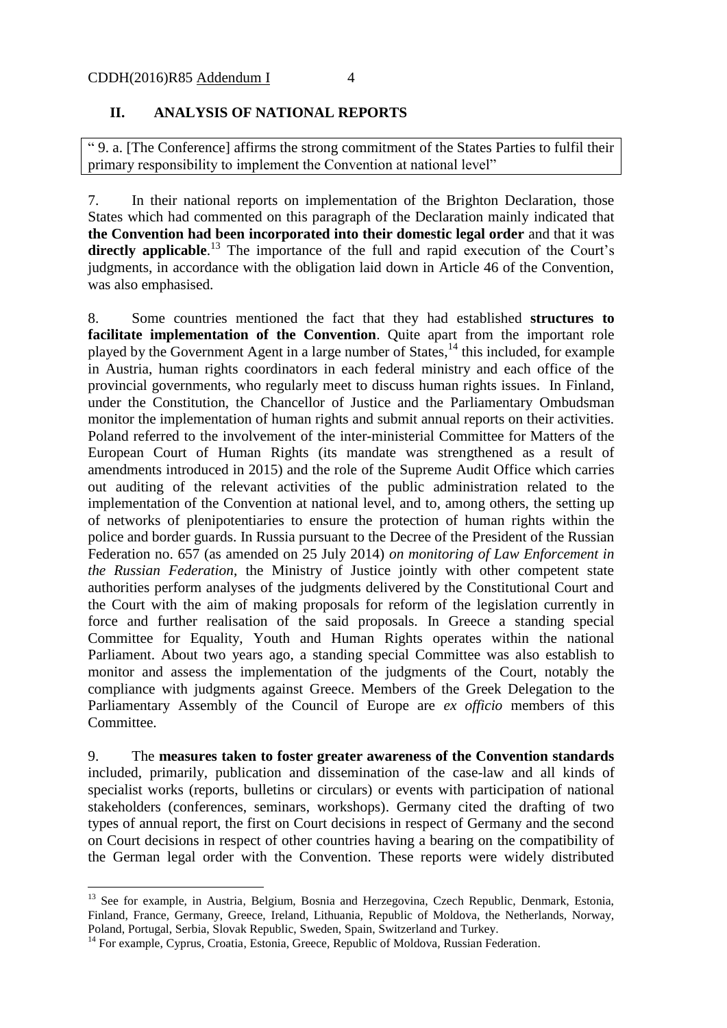## II. ANALYSIS OF NATIONAL REPORTS

> " 9. a. [The Conference] affirms the strong commitment of the States Parties to fulfil their primary responsibility to implement the Convention at national level"

7. In their national reports on implementation of the Brighton Declaration, those States which had commented on this paragraph of the Declaration mainly indicated that **the Convention had been incorporated into their domestic legal order** and that it was **directly applicable**.[13] The importance of the full and rapid execution of the Court's judgments, in accordance with the obligation laid down in Article 46 of the Convention, was also emphasised.

8. Some countries mentioned the fact that they had established **structures to facilitate implementation of the Convention**. Quite apart from the important role played by the Government Agent in a large number of States,[14] this included, for example in Austria, human rights coordinators in each federal ministry and each office of the provincial governments, who regularly meet to discuss human rights issues. In Finland, under the Constitution, the Chancellor of Justice and the Parliamentary Ombudsman monitor the implementation of human rights and submit annual reports on their activities. Poland referred to the involvement of the inter-ministerial Committee for Matters of the European Court of Human Rights (its mandate was strengthened as a result of amendments introduced in 2015) and the role of the Supreme Audit Office which carries out auditing of the relevant activities of the public administration related to the implementation of the Convention at national level, and to, among others, the setting up of networks of plenipotentiaries to ensure the protection of human rights within the police and border guards. In Russia pursuant to the Decree of the President of the Russian Federation no. 657 (as amended on 25 July 2014) *on monitoring of Law Enforcement in the Russian Federation*, the Ministry of Justice jointly with other competent state authorities perform analyses of the judgments delivered by the Constitutional Court and the Court with the aim of making proposals for reform of the legislation currently in force and further realisation of the said proposals. In Greece a standing special Committee for Equality, Youth and Human Rights operates within the national Parliament. About two years ago, a standing special Committee was also establish to monitor and assess the implementation of the judgments of the Court, notably the compliance with judgments against Greece. Members of the Greek Delegation to the Parliamentary Assembly of the Council of Europe are *ex officio* members of this Committee.

9. The **measures taken to foster greater awareness of the Convention standards** included, primarily, publication and dissemination of the case-law and all kinds of specialist works (reports, bulletins or circulars) or events with participation of national stakeholders (conferences, seminars, workshops). Germany cited the drafting of two types of annual report, the first on Court decisions in respect of Germany and the second on Court decisions in respect of other countries having a bearing on the compatibility of the German legal order with the Convention. These reports were widely distributed

---

[13] See for example, in Austria, Belgium, Bosnia and Herzegovina, Czech Republic, Denmark, Estonia, Finland, France, Germany, Greece, Ireland, Lithuania, Republic of Moldova, the Netherlands, Norway, Poland, Portugal, Serbia, Slovak Republic, Sweden, Spain, Switzerland and Turkey.

[14] For example, Cyprus, Croatia, Estonia, Greece, Republic of Moldova, Russian Federation.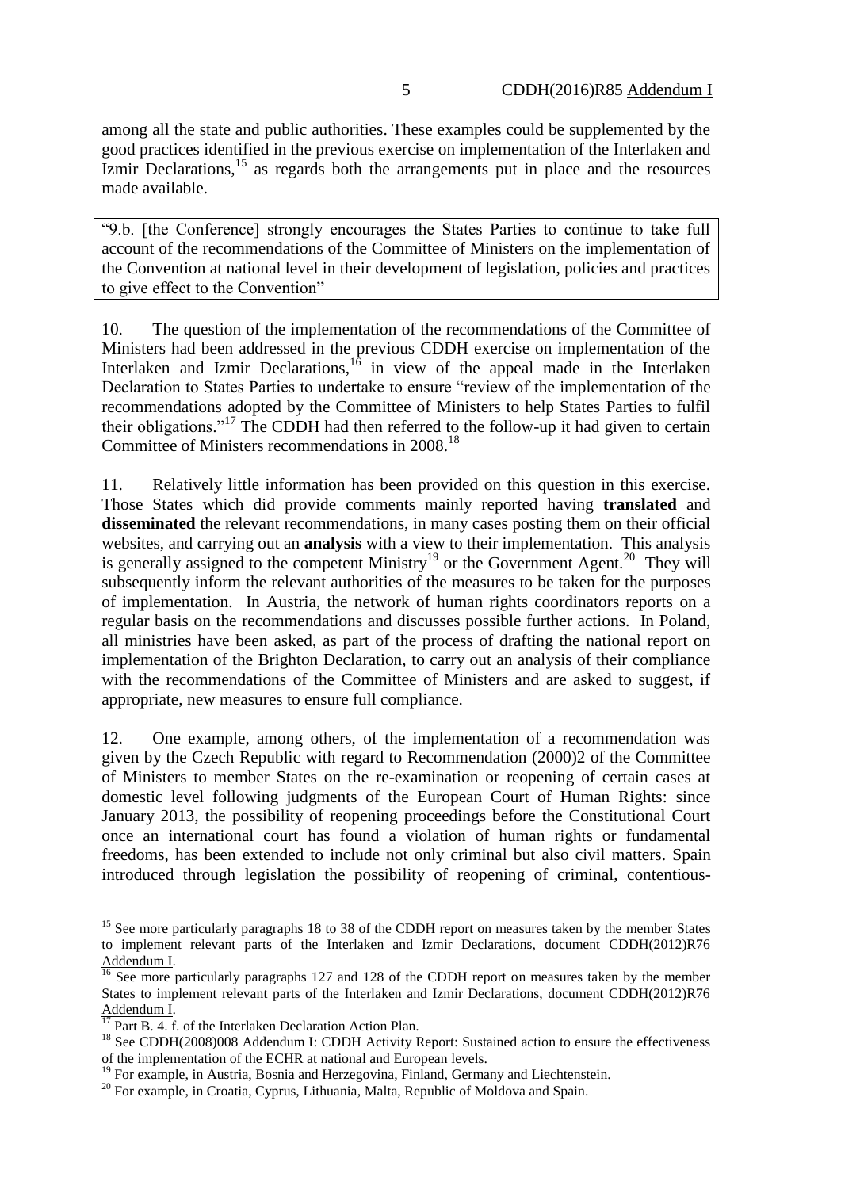among all the state and public authorities. These examples could be supplemented by the good practices identified in the previous exercise on implementation of the Interlaken and Izmir Declarations,[15] as regards both the arrangements put in place and the resources made available.

> "9.b. [the Conference] strongly encourages the States Parties to continue to take full account of the recommendations of the Committee of Ministers on the implementation of the Convention at national level in their development of legislation, policies and practices to give effect to the Convention"

10. The question of the implementation of the recommendations of the Committee of Ministers had been addressed in the previous CDDH exercise on implementation of the Interlaken and Izmir Declarations,[16] in view of the appeal made in the Interlaken Declaration to States Parties to undertake to ensure "review of the implementation of the recommendations adopted by the Committee of Ministers to help States Parties to fulfil their obligations."[17] The CDDH had then referred to the follow-up it had given to certain Committee of Ministers recommendations in 2008.[18]

11. Relatively little information has been provided on this question in this exercise. Those States which did provide comments mainly reported having **translated** and **disseminated** the relevant recommendations, in many cases posting them on their official websites, and carrying out an **analysis** with a view to their implementation. This analysis is generally assigned to the competent Ministry[19] or the Government Agent.[20] They will subsequently inform the relevant authorities of the measures to be taken for the purposes of implementation. In Austria, the network of human rights coordinators reports on a regular basis on the recommendations and discusses possible further actions. In Poland, all ministries have been asked, as part of the process of drafting the national report on implementation of the Brighton Declaration, to carry out an analysis of their compliance with the recommendations of the Committee of Ministers and are asked to suggest, if appropriate, new measures to ensure full compliance.

12. One example, among others, of the implementation of a recommendation was given by the Czech Republic with regard to Recommendation (2000)2 of the Committee of Ministers to member States on the re-examination or reopening of certain cases at domestic level following judgments of the European Court of Human Rights: since January 2013, the possibility of reopening proceedings before the Constitutional Court once an international court has found a violation of human rights or fundamental freedoms, has been extended to include not only criminal but also civil matters. Spain introduced through legislation the possibility of reopening of criminal, contentious-

---

[15] See more particularly paragraphs 18 to 38 of the CDDH report on measures taken by the member States to implement relevant parts of the Interlaken and Izmir Declarations, document CDDH(2012)R76 Addendum I.

[16] See more particularly paragraphs 127 and 128 of the CDDH report on measures taken by the member States to implement relevant parts of the Interlaken and Izmir Declarations, document CDDH(2012)R76 Addendum I.

[17] Part B. 4. f. of the Interlaken Declaration Action Plan.

[18] See CDDH(2008)008 Addendum I: CDDH Activity Report: Sustained action to ensure the effectiveness of the implementation of the ECHR at national and European levels.

[19] For example, in Austria, Bosnia and Herzegovina, Finland, Germany and Liechtenstein.

[20] For example, in Croatia, Cyprus, Lithuania, Malta, Republic of Moldova and Spain.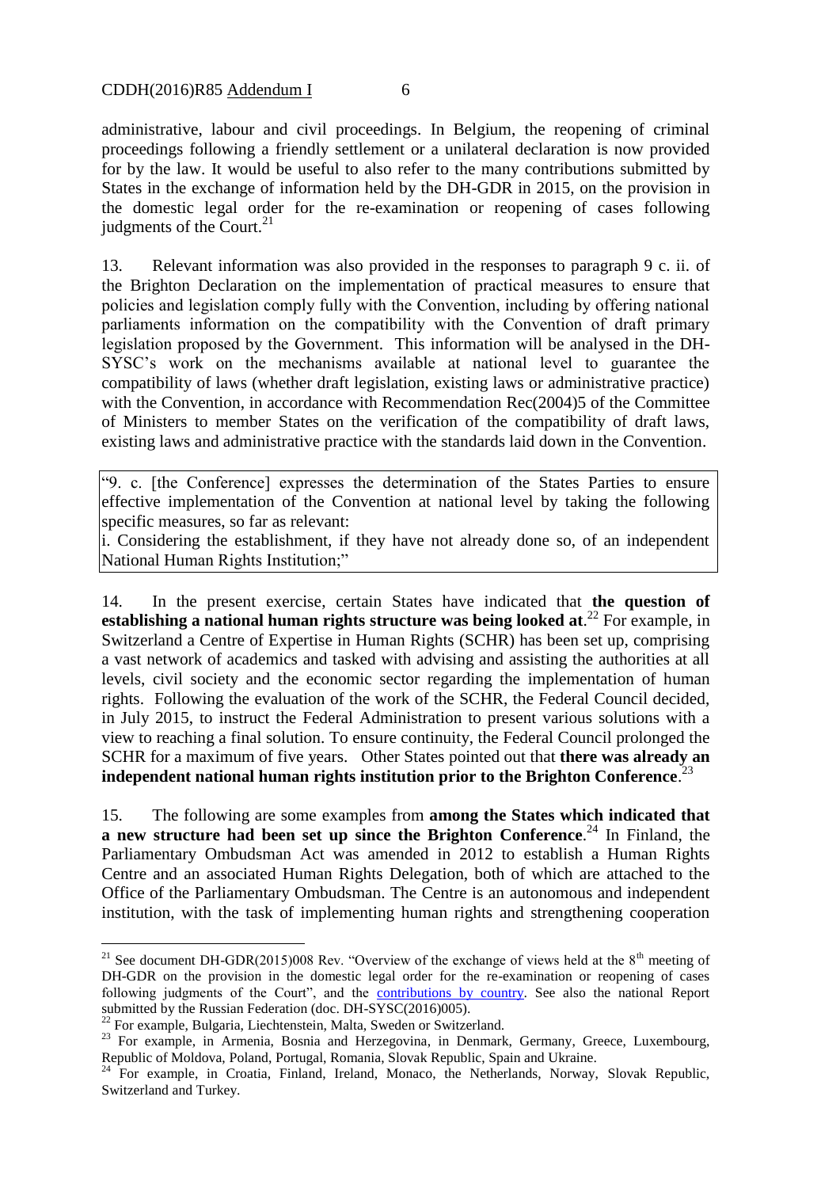administrative, labour and civil proceedings. In Belgium, the reopening of criminal proceedings following a friendly settlement or a unilateral declaration is now provided for by the law. It would be useful to also refer to the many contributions submitted by States in the exchange of information held by the DH-GDR in 2015, on the provision in the domestic legal order for the re-examination or reopening of cases following judgments of the Court.[21]

13. Relevant information was also provided in the responses to paragraph 9 c. ii. of the Brighton Declaration on the implementation of practical measures to ensure that policies and legislation comply fully with the Convention, including by offering national parliaments information on the compatibility with the Convention of draft primary legislation proposed by the Government. This information will be analysed in the DH-SYSC's work on the mechanisms available at national level to guarantee the compatibility of laws (whether draft legislation, existing laws or administrative practice) with the Convention, in accordance with Recommendation Rec(2004)5 of the Committee of Ministers to member States on the verification of the compatibility of draft laws, existing laws and administrative practice with the standards laid down in the Convention.

> "9. c. [the Conference] expresses the determination of the States Parties to ensure effective implementation of the Convention at national level by taking the following specific measures, so far as relevant:
> i. Considering the establishment, if they have not already done so, of an independent National Human Rights Institution;"

14. In the present exercise, certain States have indicated that **the question of establishing a national human rights structure was being looked at**.[22] For example, in Switzerland a Centre of Expertise in Human Rights (SCHR) has been set up, comprising a vast network of academics and tasked with advising and assisting the authorities at all levels, civil society and the economic sector regarding the implementation of human rights. Following the evaluation of the work of the SCHR, the Federal Council decided, in July 2015, to instruct the Federal Administration to present various solutions with a view to reaching a final solution. To ensure continuity, the Federal Council prolonged the SCHR for a maximum of five years. Other States pointed out that **there was already an independent national human rights institution prior to the Brighton Conference**.[23]

15. The following are some examples from **among the States which indicated that a new structure had been set up since the Brighton Conference**.[24] In Finland, the Parliamentary Ombudsman Act was amended in 2012 to establish a Human Rights Centre and an associated Human Rights Delegation, both of which are attached to the Office of the Parliamentary Ombudsman. The Centre is an autonomous and independent institution, with the task of implementing human rights and strengthening cooperation

---

[21] See document DH-GDR(2015)008 Rev. "Overview of the exchange of views held at the 8th meeting of DH-GDR on the provision in the domestic legal order for the re-examination or reopening of cases following judgments of the Court", and the contributions by country. See also the national Report submitted by the Russian Federation (doc. DH-SYSC(2016)005).

[22] For example, Bulgaria, Liechtenstein, Malta, Sweden or Switzerland.

[23] For example, in Armenia, Bosnia and Herzegovina, in Denmark, Germany, Greece, Luxembourg, Republic of Moldova, Poland, Portugal, Romania, Slovak Republic, Spain and Ukraine.

[24] For example, in Croatia, Finland, Ireland, Monaco, the Netherlands, Norway, Slovak Republic, Switzerland and Turkey.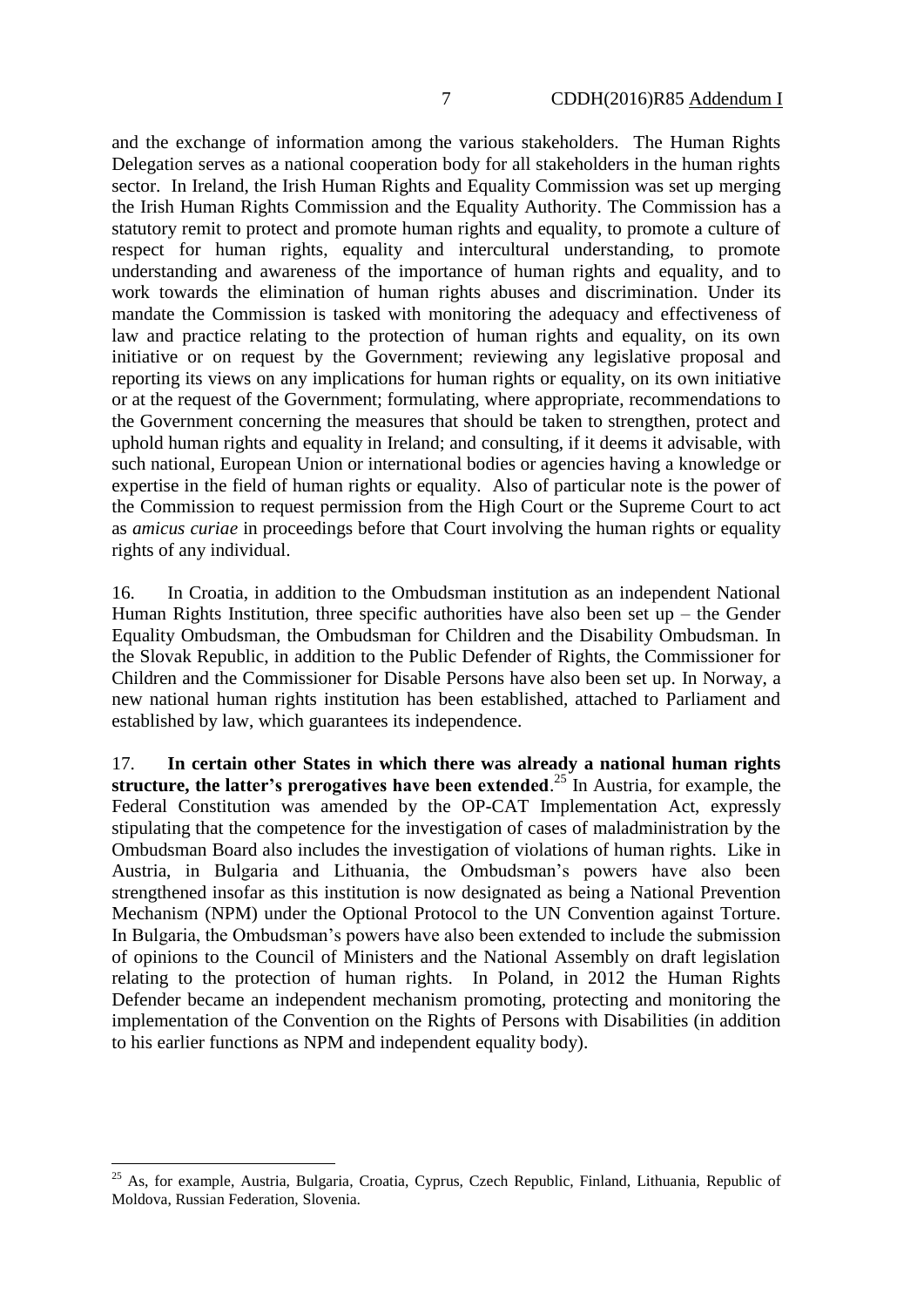and the exchange of information among the various stakeholders. The Human Rights Delegation serves as a national cooperation body for all stakeholders in the human rights sector. In Ireland, the Irish Human Rights and Equality Commission was set up merging the Irish Human Rights Commission and the Equality Authority. The Commission has a statutory remit to protect and promote human rights and equality, to promote a culture of respect for human rights, equality and intercultural understanding, to promote understanding and awareness of the importance of human rights and equality, and to work towards the elimination of human rights abuses and discrimination. Under its mandate the Commission is tasked with monitoring the adequacy and effectiveness of law and practice relating to the protection of human rights and equality, on its own initiative or on request by the Government; reviewing any legislative proposal and reporting its views on any implications for human rights or equality, on its own initiative or at the request of the Government; formulating, where appropriate, recommendations to the Government concerning the measures that should be taken to strengthen, protect and uphold human rights and equality in Ireland; and consulting, if it deems it advisable, with such national, European Union or international bodies or agencies having a knowledge or expertise in the field of human rights or equality. Also of particular note is the power of the Commission to request permission from the High Court or the Supreme Court to act as *amicus curiae* in proceedings before that Court involving the human rights or equality rights of any individual.

16. In Croatia, in addition to the Ombudsman institution as an independent National Human Rights Institution, three specific authorities have also been set up – the Gender Equality Ombudsman, the Ombudsman for Children and the Disability Ombudsman. In the Slovak Republic, in addition to the Public Defender of Rights, the Commissioner for Children and the Commissioner for Disable Persons have also been set up. In Norway, a new national human rights institution has been established, attached to Parliament and established by law, which guarantees its independence.

17. **In certain other States in which there was already a national human rights structure, the latter's prerogatives have been extended**.[25] In Austria, for example, the Federal Constitution was amended by the OP-CAT Implementation Act, expressly stipulating that the competence for the investigation of cases of maladministration by the Ombudsman Board also includes the investigation of violations of human rights. Like in Austria, in Bulgaria and Lithuania, the Ombudsman's powers have also been strengthened insofar as this institution is now designated as being a National Prevention Mechanism (NPM) under the Optional Protocol to the UN Convention against Torture. In Bulgaria, the Ombudsman's powers have also been extended to include the submission of opinions to the Council of Ministers and the National Assembly on draft legislation relating to the protection of human rights. In Poland, in 2012 the Human Rights Defender became an independent mechanism promoting, protecting and monitoring the implementation of the Convention on the Rights of Persons with Disabilities (in addition to his earlier functions as NPM and independent equality body).

---

[25] As, for example, Austria, Bulgaria, Croatia, Cyprus, Czech Republic, Finland, Lithuania, Republic of Moldova, Russian Federation, Slovenia.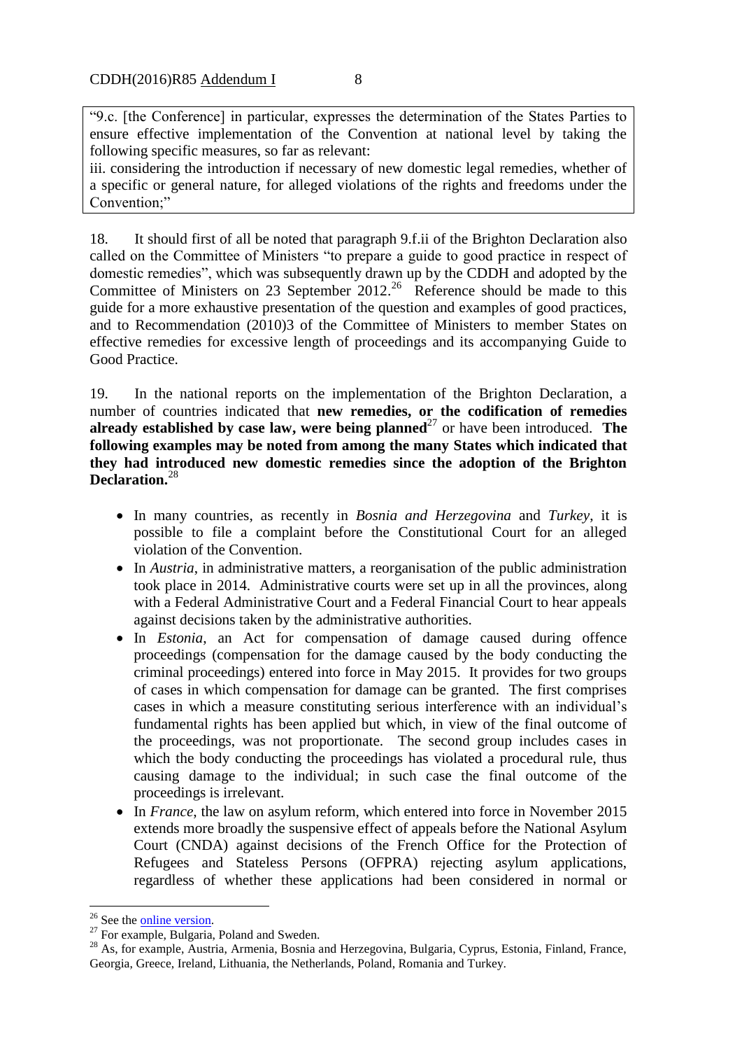"9.c. [the Conference] in particular, expresses the determination of the States Parties to ensure effective implementation of the Convention at national level by taking the following specific measures, so far as relevant:

iii. considering the introduction if necessary of new domestic legal remedies, whether of a specific or general nature, for alleged violations of the rights and freedoms under the Convention;"

18. It should first of all be noted that paragraph 9.f.ii of the Brighton Declaration also called on the Committee of Ministers "to prepare a guide to good practice in respect of domestic remedies", which was subsequently drawn up by the CDDH and adopted by the Committee of Ministers on 23 September 2012.[26] Reference should be made to this guide for a more exhaustive presentation of the question and examples of good practices, and to Recommendation (2010)3 of the Committee of Ministers to member States on effective remedies for excessive length of proceedings and its accompanying Guide to Good Practice.

19. In the national reports on the implementation of the Brighton Declaration, a number of countries indicated that **new remedies, or the codification of remedies already established by case law, were being planned**[27] or have been introduced. **The following examples may be noted from among the many States which indicated that they had introduced new domestic remedies since the adoption of the Brighton Declaration.**[28]

- In many countries, as recently in *Bosnia and Herzegovina* and *Turkey*, it is possible to file a complaint before the Constitutional Court for an alleged violation of the Convention.
- In *Austria*, in administrative matters, a reorganisation of the public administration took place in 2014. Administrative courts were set up in all the provinces, along with a Federal Administrative Court and a Federal Financial Court to hear appeals against decisions taken by the administrative authorities.
- In *Estonia*, an Act for compensation of damage caused during offence proceedings (compensation for the damage caused by the body conducting the criminal proceedings) entered into force in May 2015. It provides for two groups of cases in which compensation for damage can be granted. The first comprises cases in which a measure constituting serious interference with an individual's fundamental rights has been applied but which, in view of the final outcome of the proceedings, was not proportionate. The second group includes cases in which the body conducting the proceedings has violated a procedural rule, thus causing damage to the individual; in such case the final outcome of the proceedings is irrelevant.
- In *France*, the law on asylum reform, which entered into force in November 2015 extends more broadly the suspensive effect of appeals before the National Asylum Court (CNDA) against decisions of the French Office for the Protection of Refugees and Stateless Persons (OFPRA) rejecting asylum applications, regardless of whether these applications had been considered in normal or

---

[26] See the online version.

[27] For example, Bulgaria, Poland and Sweden.

[28] As, for example, Austria, Armenia, Bosnia and Herzegovina, Bulgaria, Cyprus, Estonia, Finland, France, Georgia, Greece, Ireland, Lithuania, the Netherlands, Poland, Romania and Turkey.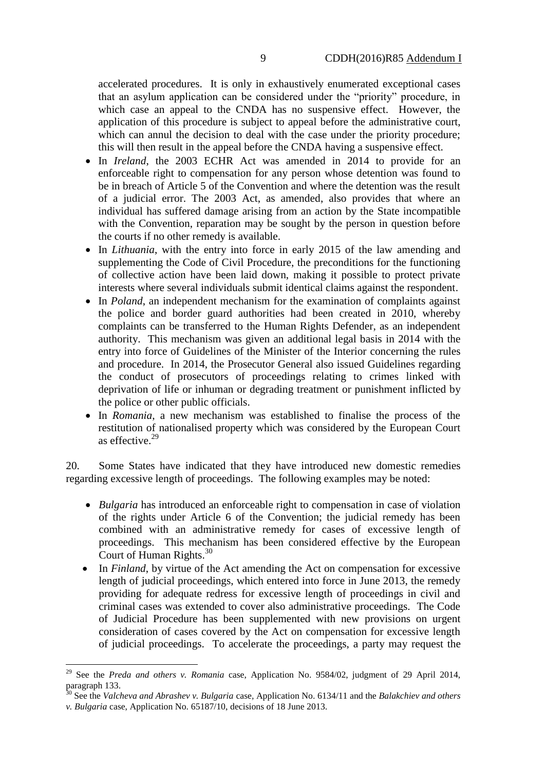accelerated procedures. It is only in exhaustively enumerated exceptional cases that an asylum application can be considered under the "priority" procedure, in which case an appeal to the CNDA has no suspensive effect. However, the application of this procedure is subject to appeal before the administrative court, which can annul the decision to deal with the case under the priority procedure; this will then result in the appeal before the CNDA having a suspensive effect.

- In *Ireland*, the 2003 ECHR Act was amended in 2014 to provide for an enforceable right to compensation for any person whose detention was found to be in breach of Article 5 of the Convention and where the detention was the result of a judicial error. The 2003 Act, as amended, also provides that where an individual has suffered damage arising from an action by the State incompatible with the Convention, reparation may be sought by the person in question before the courts if no other remedy is available.
- In *Lithuania*, with the entry into force in early 2015 of the law amending and supplementing the Code of Civil Procedure, the preconditions for the functioning of collective action have been laid down, making it possible to protect private interests where several individuals submit identical claims against the respondent.
- In *Poland*, an independent mechanism for the examination of complaints against the police and border guard authorities had been created in 2010, whereby complaints can be transferred to the Human Rights Defender, as an independent authority. This mechanism was given an additional legal basis in 2014 with the entry into force of Guidelines of the Minister of the Interior concerning the rules and procedure. In 2014, the Prosecutor General also issued Guidelines regarding the conduct of prosecutors of proceedings relating to crimes linked with deprivation of life or inhuman or degrading treatment or punishment inflicted by the police or other public officials.
- In *Romania*, a new mechanism was established to finalise the process of the restitution of nationalised property which was considered by the European Court as effective.[29]

20. Some States have indicated that they have introduced new domestic remedies regarding excessive length of proceedings. The following examples may be noted:

- *Bulgaria* has introduced an enforceable right to compensation in case of violation of the rights under Article 6 of the Convention; the judicial remedy has been combined with an administrative remedy for cases of excessive length of proceedings. This mechanism has been considered effective by the European Court of Human Rights.[30]
- In *Finland*, by virtue of the Act amending the Act on compensation for excessive length of judicial proceedings, which entered into force in June 2013, the remedy providing for adequate redress for excessive length of proceedings in civil and criminal cases was extended to cover also administrative proceedings. The Code of Judicial Procedure has been supplemented with new provisions on urgent consideration of cases covered by the Act on compensation for excessive length of judicial proceedings. To accelerate the proceedings, a party may request the

---

[29] See the *Preda and others v. Romania* case, Application No. 9584/02, judgment of 29 April 2014, paragraph 133.

[30] See the *Valcheva and Abrashev v. Bulgaria* case, Application No. 6134/11 and the *Balakchiev and others v. Bulgaria* case, Application No. 65187/10, decisions of 18 June 2013.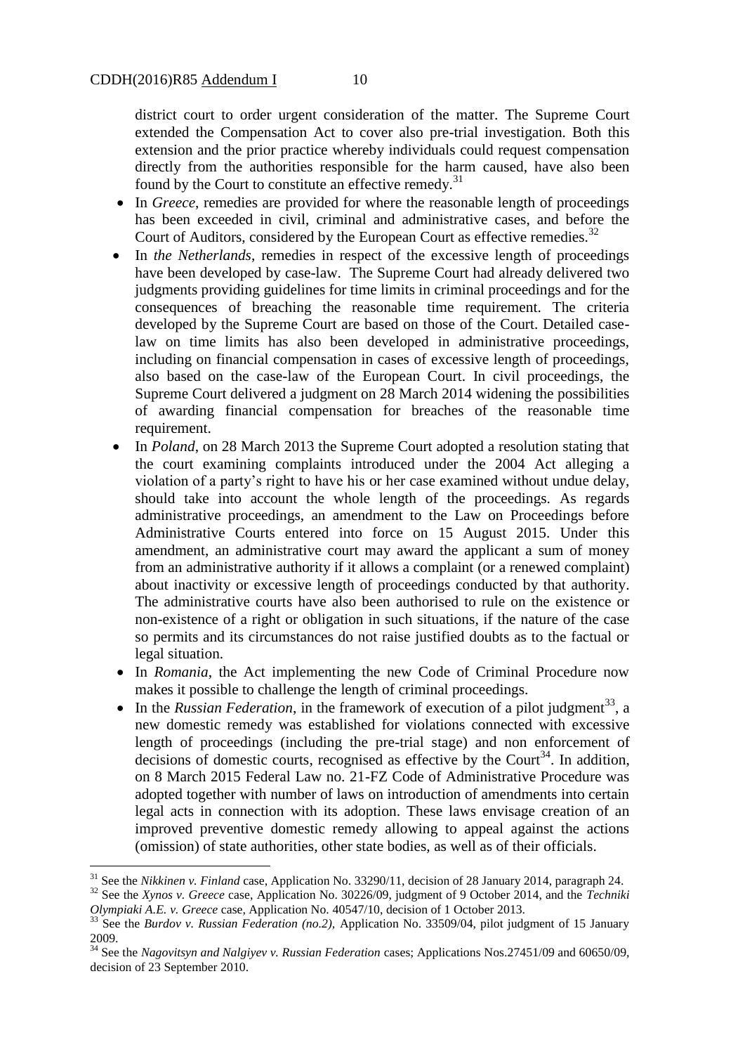district court to order urgent consideration of the matter. The Supreme Court extended the Compensation Act to cover also pre-trial investigation. Both this extension and the prior practice whereby individuals could request compensation directly from the authorities responsible for the harm caused, have also been found by the Court to constitute an effective remedy.[31]

- In *Greece*, remedies are provided for where the reasonable length of proceedings has been exceeded in civil, criminal and administrative cases, and before the Court of Auditors, considered by the European Court as effective remedies.[32]
- In *the Netherlands*, remedies in respect of the excessive length of proceedings have been developed by case-law. The Supreme Court had already delivered two judgments providing guidelines for time limits in criminal proceedings and for the consequences of breaching the reasonable time requirement. The criteria developed by the Supreme Court are based on those of the Court. Detailed case-law on time limits has also been developed in administrative proceedings, including on financial compensation in cases of excessive length of proceedings, also based on the case-law of the European Court. In civil proceedings, the Supreme Court delivered a judgment on 28 March 2014 widening the possibilities of awarding financial compensation for breaches of the reasonable time requirement.
- In *Poland*, on 28 March 2013 the Supreme Court adopted a resolution stating that the court examining complaints introduced under the 2004 Act alleging a violation of a party's right to have his or her case examined without undue delay, should take into account the whole length of the proceedings. As regards administrative proceedings, an amendment to the Law on Proceedings before Administrative Courts entered into force on 15 August 2015. Under this amendment, an administrative court may award the applicant a sum of money from an administrative authority if it allows a complaint (or a renewed complaint) about inactivity or excessive length of proceedings conducted by that authority. The administrative courts have also been authorised to rule on the existence or non-existence of a right or obligation in such situations, if the nature of the case so permits and its circumstances do not raise justified doubts as to the factual or legal situation.
- In *Romania*, the Act implementing the new Code of Criminal Procedure now makes it possible to challenge the length of criminal proceedings.
- In the *Russian Federation*, in the framework of execution of a pilot judgment[33], a new domestic remedy was established for violations connected with excessive length of proceedings (including the pre-trial stage) and non enforcement of decisions of domestic courts, recognised as effective by the Court[34]. In addition, on 8 March 2015 Federal Law no. 21-FZ Code of Administrative Procedure was adopted together with number of laws on introduction of amendments into certain legal acts in connection with its adoption. These laws envisage creation of an improved preventive domestic remedy allowing to appeal against the actions (omission) of state authorities, other state bodies, as well as of their officials.

---

[31] See the *Nikkinen v. Finland* case, Application No. 33290/11, decision of 28 January 2014, paragraph 24.

[32] See the *Xynos v. Greece* case, Application No. 30226/09, judgment of 9 October 2014, and the *Techniki Olympiaki A.E. v. Greece* case, Application No. 40547/10, decision of 1 October 2013.

[33] See the *Burdov v. Russian Federation (no.2)*, Application No. 33509/04, pilot judgment of 15 January 2009.

[34] See the *Nagovitsyn and Nalgiyev v. Russian Federation* cases; Applications Nos.27451/09 and 60650/09, decision of 23 September 2010.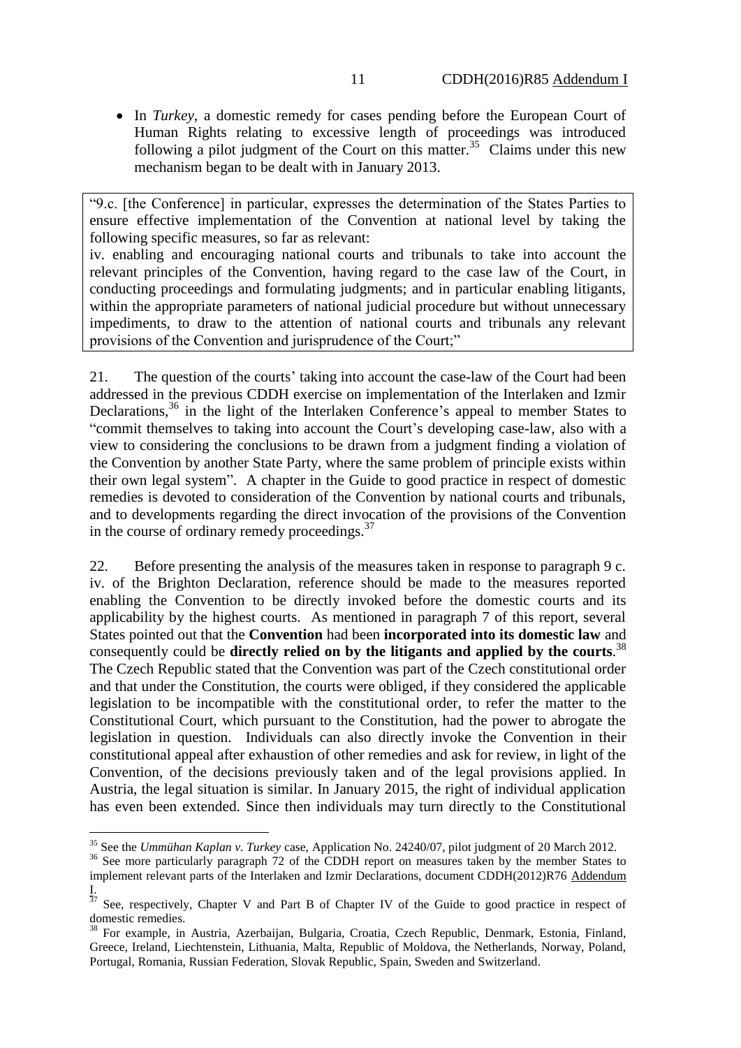- In *Turkey*, a domestic remedy for cases pending before the European Court of Human Rights relating to excessive length of proceedings was introduced following a pilot judgment of the Court on this matter.[35] Claims under this new mechanism began to be dealt with in January 2013.

> "9.c. [the Conference] in particular, expresses the determination of the States Parties to ensure effective implementation of the Convention at national level by taking the following specific measures, so far as relevant:
> iv. enabling and encouraging national courts and tribunals to take into account the relevant principles of the Convention, having regard to the case law of the Court, in conducting proceedings and formulating judgments; and in particular enabling litigants, within the appropriate parameters of national judicial procedure but without unnecessary impediments, to draw to the attention of national courts and tribunals any relevant provisions of the Convention and jurisprudence of the Court;"

21. The question of the courts' taking into account the case-law of the Court had been addressed in the previous CDDH exercise on implementation of the Interlaken and Izmir Declarations,[36] in the light of the Interlaken Conference's appeal to member States to "commit themselves to taking into account the Court's developing case-law, also with a view to considering the conclusions to be drawn from a judgment finding a violation of the Convention by another State Party, where the same problem of principle exists within their own legal system". A chapter in the Guide to good practice in respect of domestic remedies is devoted to consideration of the Convention by national courts and tribunals, and to developments regarding the direct invocation of the provisions of the Convention in the course of ordinary remedy proceedings.[37]

22. Before presenting the analysis of the measures taken in response to paragraph 9 c. iv. of the Brighton Declaration, reference should be made to the measures reported enabling the Convention to be directly invoked before the domestic courts and its applicability by the highest courts. As mentioned in paragraph 7 of this report, several States pointed out that the **Convention** had been **incorporated into its domestic law** and consequently could be **directly relied on by the litigants and applied by the courts**.[38] The Czech Republic stated that the Convention was part of the Czech constitutional order and that under the Constitution, the courts were obliged, if they considered the applicable legislation to be incompatible with the constitutional order, to refer the matter to the Constitutional Court, which pursuant to the Constitution, had the power to abrogate the legislation in question. Individuals can also directly invoke the Convention in their constitutional appeal after exhaustion of other remedies and ask for review, in light of the Convention, of the decisions previously taken and of the legal provisions applied. In Austria, the legal situation is similar. In January 2015, the right of individual application has even been extended. Since then individuals may turn directly to the Constitutional

---

[35] See the *Ummühan Kaplan v. Turkey* case, Application No. 24240/07, pilot judgment of 20 March 2012.

[36] See more particularly paragraph 72 of the CDDH report on measures taken by the member States to implement relevant parts of the Interlaken and Izmir Declarations, document CDDH(2012)R76 Addendum I.

[37] See, respectively, Chapter V and Part B of Chapter IV of the Guide to good practice in respect of domestic remedies.

[38] For example, in Austria, Azerbaijan, Bulgaria, Croatia, Czech Republic, Denmark, Estonia, Finland, Greece, Ireland, Liechtenstein, Lithuania, Malta, Republic of Moldova, the Netherlands, Norway, Poland, Portugal, Romania, Russian Federation, Slovak Republic, Spain, Sweden and Switzerland.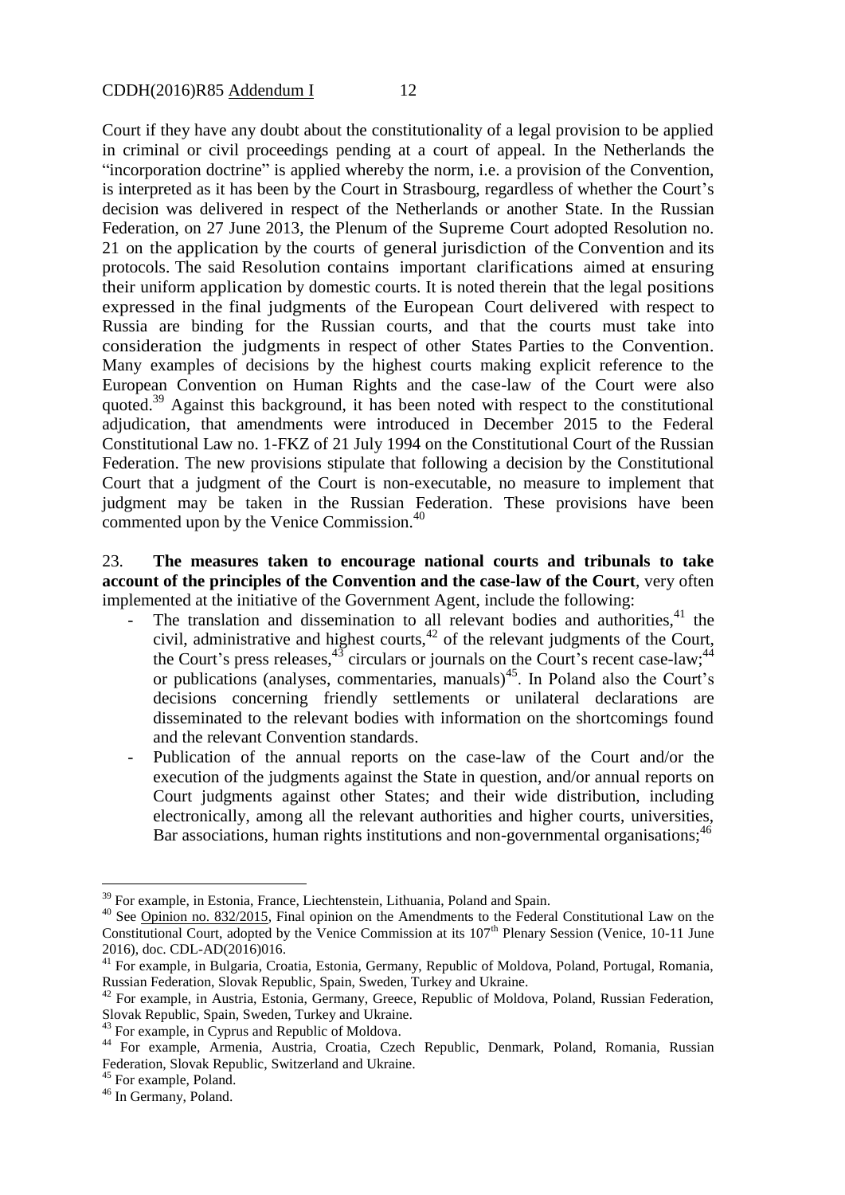Court if they have any doubt about the constitutionality of a legal provision to be applied in criminal or civil proceedings pending at a court of appeal. In the Netherlands the "incorporation doctrine" is applied whereby the norm, i.e. a provision of the Convention, is interpreted as it has been by the Court in Strasbourg, regardless of whether the Court's decision was delivered in respect of the Netherlands or another State. In the Russian Federation, on 27 June 2013, the Plenum of the Supreme Court adopted Resolution no. 21 on the application by the courts of general jurisdiction of the Convention and its protocols. The said Resolution contains important clarifications aimed at ensuring their uniform application by domestic courts. It is noted therein that the legal positions expressed in the final judgments of the European Court delivered with respect to Russia are binding for the Russian courts, and that the courts must take into consideration the judgments in respect of other States Parties to the Convention. Many examples of decisions by the highest courts making explicit reference to the European Convention on Human Rights and the case-law of the Court were also quoted.[39] Against this background, it has been noted with respect to the constitutional adjudication, that amendments were introduced in December 2015 to the Federal Constitutional Law no. 1-FKZ of 21 July 1994 on the Constitutional Court of the Russian Federation. The new provisions stipulate that following a decision by the Constitutional Court that a judgment of the Court is non-executable, no measure to implement that judgment may be taken in the Russian Federation. These provisions have been commented upon by the Venice Commission.[40]

23. **The measures taken to encourage national courts and tribunals to take account of the principles of the Convention and the case-law of the Court**, very often implemented at the initiative of the Government Agent, include the following:

- The translation and dissemination to all relevant bodies and authorities,[41] the civil, administrative and highest courts,[42] of the relevant judgments of the Court, the Court's press releases,[43] circulars or journals on the Court's recent case-law;[44] or publications (analyses, commentaries, manuals)[45]. In Poland also the Court's decisions concerning friendly settlements or unilateral declarations are disseminated to the relevant bodies with information on the shortcomings found and the relevant Convention standards.
- Publication of the annual reports on the case-law of the Court and/or the execution of the judgments against the State in question, and/or annual reports on Court judgments against other States; and their wide distribution, including electronically, among all the relevant authorities and higher courts, universities, Bar associations, human rights institutions and non-governmental organisations;[46]

---

[39] For example, in Estonia, France, Liechtenstein, Lithuania, Poland and Spain.

[40] See Opinion no. 832/2015, Final opinion on the Amendments to the Federal Constitutional Law on the Constitutional Court, adopted by the Venice Commission at its 107th Plenary Session (Venice, 10-11 June 2016), doc. CDL-AD(2016)016.

[41] For example, in Bulgaria, Croatia, Estonia, Germany, Republic of Moldova, Poland, Portugal, Romania, Russian Federation, Slovak Republic, Spain, Sweden, Turkey and Ukraine.

[42] For example, in Austria, Estonia, Germany, Greece, Republic of Moldova, Poland, Russian Federation, Slovak Republic, Spain, Sweden, Turkey and Ukraine.

[43] For example, in Cyprus and Republic of Moldova.

[44] For example, Armenia, Austria, Croatia, Czech Republic, Denmark, Poland, Romania, Russian Federation, Slovak Republic, Switzerland and Ukraine.

[45] For example, Poland.

[46] In Germany, Poland.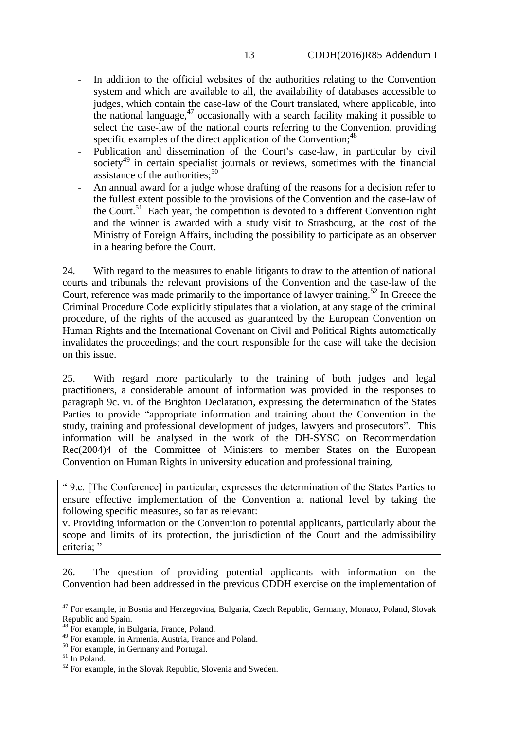- In addition to the official websites of the authorities relating to the Convention system and which are available to all, the availability of databases accessible to judges, which contain the case-law of the Court translated, where applicable, into the national language,[47] occasionally with a search facility making it possible to select the case-law of the national courts referring to the Convention, providing specific examples of the direct application of the Convention;[48]
- Publication and dissemination of the Court's case-law, in particular by civil society[49] in certain specialist journals or reviews, sometimes with the financial assistance of the authorities;[50]
- An annual award for a judge whose drafting of the reasons for a decision refer to the fullest extent possible to the provisions of the Convention and the case-law of the Court.[51] Each year, the competition is devoted to a different Convention right and the winner is awarded with a study visit to Strasbourg, at the cost of the Ministry of Foreign Affairs, including the possibility to participate as an observer in a hearing before the Court.

24. With regard to the measures to enable litigants to draw to the attention of national courts and tribunals the relevant provisions of the Convention and the case-law of the Court, reference was made primarily to the importance of lawyer training.[52] In Greece the Criminal Procedure Code explicitly stipulates that a violation, at any stage of the criminal procedure, of the rights of the accused as guaranteed by the European Convention on Human Rights and the International Covenant on Civil and Political Rights automatically invalidates the proceedings; and the court responsible for the case will take the decision on this issue.

25. With regard more particularly to the training of both judges and legal practitioners, a considerable amount of information was provided in the responses to paragraph 9c. vi. of the Brighton Declaration, expressing the determination of the States Parties to provide "appropriate information and training about the Convention in the study, training and professional development of judges, lawyers and prosecutors". This information will be analysed in the work of the DH-SYSC on Recommendation Rec(2004)4 of the Committee of Ministers to member States on the European Convention on Human Rights in university education and professional training.

> " 9.c. [The Conference] in particular, expresses the determination of the States Parties to ensure effective implementation of the Convention at national level by taking the following specific measures, so far as relevant:
>
> v. Providing information on the Convention to potential applicants, particularly about the scope and limits of its protection, the jurisdiction of the Court and the admissibility criteria; "

26. The question of providing potential applicants with information on the Convention had been addressed in the previous CDDH exercise on the implementation of

---

[47] For example, in Bosnia and Herzegovina, Bulgaria, Czech Republic, Germany, Monaco, Poland, Slovak Republic and Spain.

[48] For example, in Bulgaria, France, Poland.

[49] For example, in Armenia, Austria, France and Poland.

[50] For example, in Germany and Portugal.

[51] In Poland.

[52] For example, in the Slovak Republic, Slovenia and Sweden.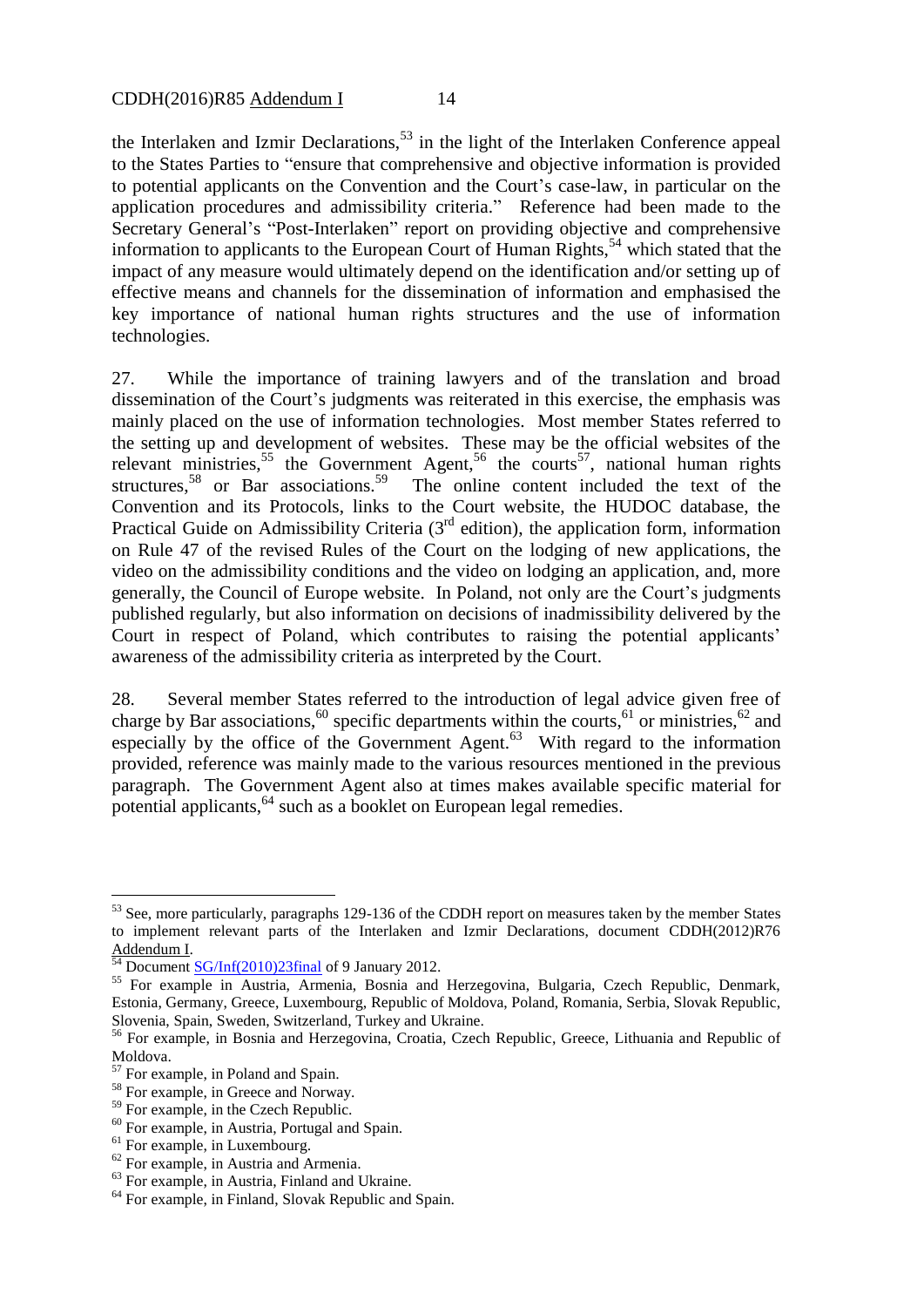the Interlaken and Izmir Declarations,[53] in the light of the Interlaken Conference appeal to the States Parties to "ensure that comprehensive and objective information is provided to potential applicants on the Convention and the Court's case-law, in particular on the application procedures and admissibility criteria." Reference had been made to the Secretary General's "Post-Interlaken" report on providing objective and comprehensive information to applicants to the European Court of Human Rights,[54] which stated that the impact of any measure would ultimately depend on the identification and/or setting up of effective means and channels for the dissemination of information and emphasised the key importance of national human rights structures and the use of information technologies.

27. While the importance of training lawyers and of the translation and broad dissemination of the Court's judgments was reiterated in this exercise, the emphasis was mainly placed on the use of information technologies. Most member States referred to the setting up and development of websites. These may be the official websites of the relevant ministries,[55] the Government Agent,[56] the courts[57], national human rights structures,[58] or Bar associations.[59] The online content included the text of the Convention and its Protocols, links to the Court website, the HUDOC database, the Practical Guide on Admissibility Criteria (3rd edition), the application form, information on Rule 47 of the revised Rules of the Court on the lodging of new applications, the video on the admissibility conditions and the video on lodging an application, and, more generally, the Council of Europe website. In Poland, not only are the Court's judgments published regularly, but also information on decisions of inadmissibility delivered by the Court in respect of Poland, which contributes to raising the potential applicants' awareness of the admissibility criteria as interpreted by the Court.

28. Several member States referred to the introduction of legal advice given free of charge by Bar associations,[60] specific departments within the courts,[61] or ministries,[62] and especially by the office of the Government Agent.[63] With regard to the information provided, reference was mainly made to the various resources mentioned in the previous paragraph. The Government Agent also at times makes available specific material for potential applicants,[64] such as a booklet on European legal remedies.

---

[53] See, more particularly, paragraphs 129-136 of the CDDH report on measures taken by the member States to implement relevant parts of the Interlaken and Izmir Declarations, document CDDH(2012)R76 Addendum I.

[54] Document SG/Inf(2010)23final of 9 January 2012.

[55] For example in Austria, Armenia, Bosnia and Herzegovina, Bulgaria, Czech Republic, Denmark, Estonia, Germany, Greece, Luxembourg, Republic of Moldova, Poland, Romania, Serbia, Slovak Republic, Slovenia, Spain, Sweden, Switzerland, Turkey and Ukraine.

[56] For example, in Bosnia and Herzegovina, Croatia, Czech Republic, Greece, Lithuania and Republic of Moldova.

[57] For example, in Poland and Spain.

[58] For example, in Greece and Norway.

[59] For example, in the Czech Republic.

[60] For example, in Austria, Portugal and Spain.

[61] For example, in Luxembourg.

[62] For example, in Austria and Armenia.

[63] For example, in Austria, Finland and Ukraine.

[64] For example, in Finland, Slovak Republic and Spain.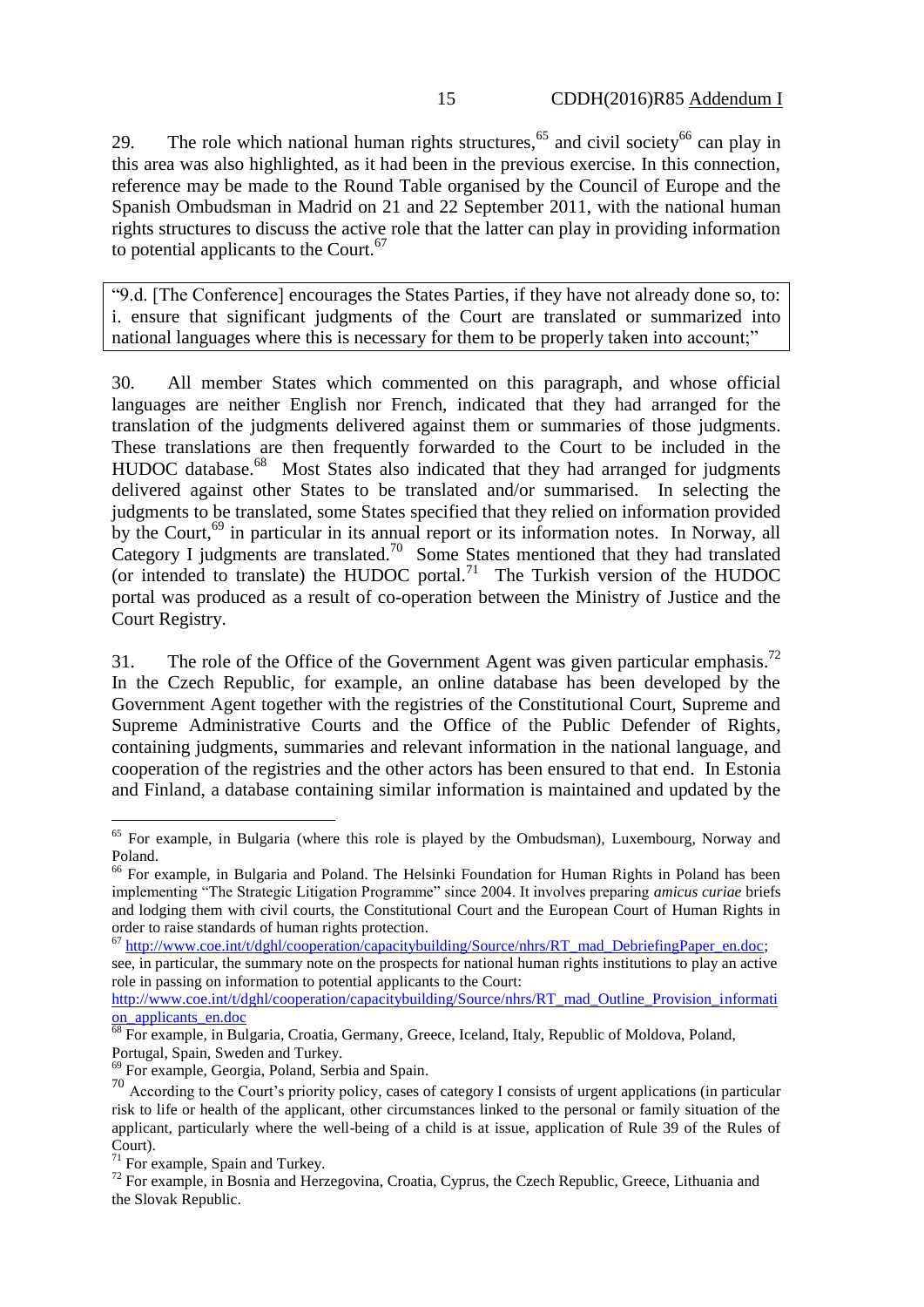29. The role which national human rights structures,[65] and civil society[66] can play in this area was also highlighted, as it had been in the previous exercise. In this connection, reference may be made to the Round Table organised by the Council of Europe and the Spanish Ombudsman in Madrid on 21 and 22 September 2011, with the national human rights structures to discuss the active role that the latter can play in providing information to potential applicants to the Court.[67]

> "9.d. [The Conference] encourages the States Parties, if they have not already done so, to:
> i. ensure that significant judgments of the Court are translated or summarized into national languages where this is necessary for them to be properly taken into account;"

30. All member States which commented on this paragraph, and whose official languages are neither English nor French, indicated that they had arranged for the translation of the judgments delivered against them or summaries of those judgments. These translations are then frequently forwarded to the Court to be included in the HUDOC database.[68] Most States also indicated that they had arranged for judgments delivered against other States to be translated and/or summarised. In selecting the judgments to be translated, some States specified that they relied on information provided by the Court,[69] in particular in its annual report or its information notes. In Norway, all Category I judgments are translated.[70] Some States mentioned that they had translated (or intended to translate) the HUDOC portal.[71] The Turkish version of the HUDOC portal was produced as a result of co-operation between the Ministry of Justice and the Court Registry.

31. The role of the Office of the Government Agent was given particular emphasis.[72] In the Czech Republic, for example, an online database has been developed by the Government Agent together with the registries of the Constitutional Court, Supreme and Supreme Administrative Courts and the Office of the Public Defender of Rights, containing judgments, summaries and relevant information in the national language, and cooperation of the registries and the other actors has been ensured to that end. In Estonia and Finland, a database containing similar information is maintained and updated by the

---

[65] For example, in Bulgaria (where this role is played by the Ombudsman), Luxembourg, Norway and Poland.

[66] For example, in Bulgaria and Poland. The Helsinki Foundation for Human Rights in Poland has been implementing "The Strategic Litigation Programme" since 2004. It involves preparing *amicus curiae* briefs and lodging them with civil courts, the Constitutional Court and the European Court of Human Rights in order to raise standards of human rights protection.

[67] http://www.coe.int/t/dghl/cooperation/capacitybuilding/Source/nhrs/RT_mad_DebriefingPaper_en.doc; see, in particular, the summary note on the prospects for national human rights institutions to play an active role in passing on information to potential applicants to the Court: http://www.coe.int/t/dghl/cooperation/capacitybuilding/Source/nhrs/RT_mad_Outline_Provision_information_applicants_en.doc

[68] For example, in Bulgaria, Croatia, Germany, Greece, Iceland, Italy, Republic of Moldova, Poland, Portugal, Spain, Sweden and Turkey.

[69] For example, Georgia, Poland, Serbia and Spain.

[70] According to the Court's priority policy, cases of category I consists of urgent applications (in particular risk to life or health of the applicant, other circumstances linked to the personal or family situation of the applicant, particularly where the well-being of a child is at issue, application of Rule 39 of the Rules of Court).

[71] For example, Spain and Turkey.

[72] For example, in Bosnia and Herzegovina, Croatia, Cyprus, the Czech Republic, Greece, Lithuania and the Slovak Republic.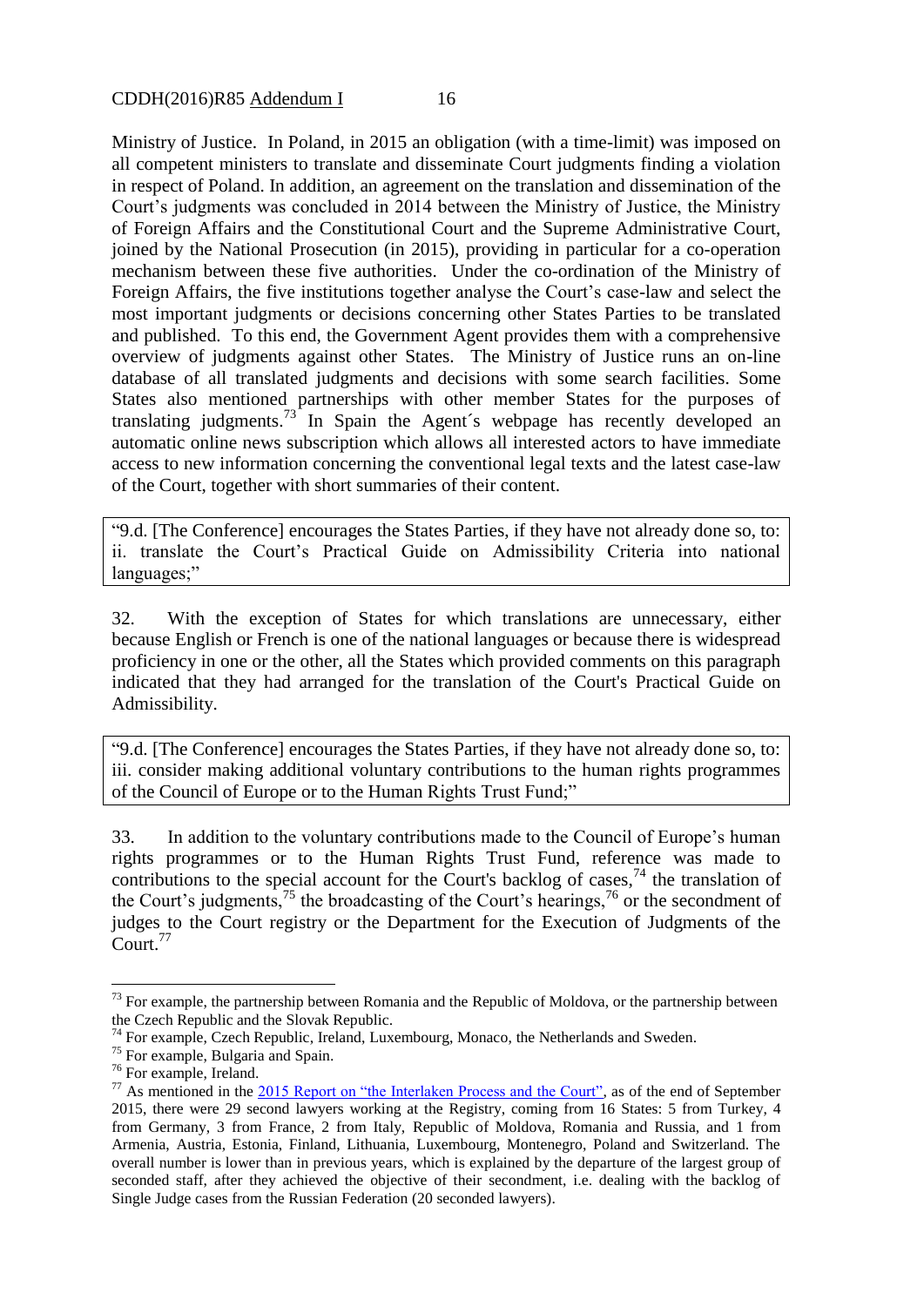Ministry of Justice. In Poland, in 2015 an obligation (with a time-limit) was imposed on all competent ministers to translate and disseminate Court judgments finding a violation in respect of Poland. In addition, an agreement on the translation and dissemination of the Court's judgments was concluded in 2014 between the Ministry of Justice, the Ministry of Foreign Affairs and the Constitutional Court and the Supreme Administrative Court, joined by the National Prosecution (in 2015), providing in particular for a co-operation mechanism between these five authorities. Under the co-ordination of the Ministry of Foreign Affairs, the five institutions together analyse the Court's case-law and select the most important judgments or decisions concerning other States Parties to be translated and published. To this end, the Government Agent provides them with a comprehensive overview of judgments against other States. The Ministry of Justice runs an on-line database of all translated judgments and decisions with some search facilities. Some States also mentioned partnerships with other member States for the purposes of translating judgments.[73] In Spain the Agent´s webpage has recently developed an automatic online news subscription which allows all interested actors to have immediate access to new information concerning the conventional legal texts and the latest case-law of the Court, together with short summaries of their content.

> "9.d. [The Conference] encourages the States Parties, if they have not already done so, to: ii. translate the Court's Practical Guide on Admissibility Criteria into national languages;"

32. With the exception of States for which translations are unnecessary, either because English or French is one of the national languages or because there is widespread proficiency in one or the other, all the States which provided comments on this paragraph indicated that they had arranged for the translation of the Court's Practical Guide on Admissibility.

> "9.d. [The Conference] encourages the States Parties, if they have not already done so, to: iii. consider making additional voluntary contributions to the human rights programmes of the Council of Europe or to the Human Rights Trust Fund;"

33. In addition to the voluntary contributions made to the Council of Europe's human rights programmes or to the Human Rights Trust Fund, reference was made to contributions to the special account for the Court's backlog of cases,[74] the translation of the Court's judgments,[75] the broadcasting of the Court's hearings,[76] or the secondment of judges to the Court registry or the Department for the Execution of Judgments of the Court.[77]

---

[73] For example, the partnership between Romania and the Republic of Moldova, or the partnership between the Czech Republic and the Slovak Republic.

[74] For example, Czech Republic, Ireland, Luxembourg, Monaco, the Netherlands and Sweden.

[75] For example, Bulgaria and Spain.

[76] For example, Ireland.

[77] As mentioned in the 2015 Report on "the Interlaken Process and the Court", as of the end of September 2015, there were 29 second lawyers working at the Registry, coming from 16 States: 5 from Turkey, 4 from Germany, 3 from France, 2 from Italy, Republic of Moldova, Romania and Russia, and 1 from Armenia, Austria, Estonia, Finland, Lithuania, Luxembourg, Montenegro, Poland and Switzerland. The overall number is lower than in previous years, which is explained by the departure of the largest group of seconded staff, after they achieved the objective of their secondment, i.e. dealing with the backlog of Single Judge cases from the Russian Federation (20 seconded lawyers).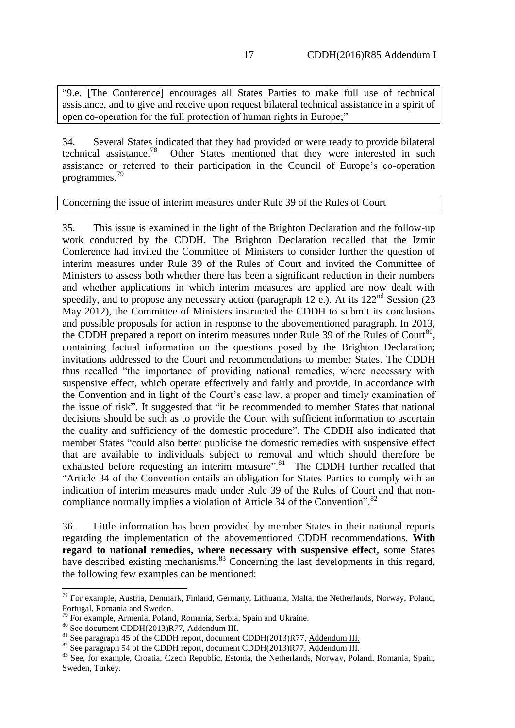"9.e. [The Conference] encourages all States Parties to make full use of technical assistance, and to give and receive upon request bilateral technical assistance in a spirit of open co-operation for the full protection of human rights in Europe;"

34. Several States indicated that they had provided or were ready to provide bilateral technical assistance.[78] Other States mentioned that they were interested in such assistance or referred to their participation in the Council of Europe's co-operation programmes.[79]

Concerning the issue of interim measures under Rule 39 of the Rules of Court

35. This issue is examined in the light of the Brighton Declaration and the follow-up work conducted by the CDDH. The Brighton Declaration recalled that the Izmir Conference had invited the Committee of Ministers to consider further the question of interim measures under Rule 39 of the Rules of Court and invited the Committee of Ministers to assess both whether there has been a significant reduction in their numbers and whether applications in which interim measures are applied are now dealt with speedily, and to propose any necessary action (paragraph 12 e.). At its 122nd Session (23 May 2012), the Committee of Ministers instructed the CDDH to submit its conclusions and possible proposals for action in response to the abovementioned paragraph. In 2013, the CDDH prepared a report on interim measures under Rule 39 of the Rules of Court[80], containing factual information on the questions posed by the Brighton Declaration; invitations addressed to the Court and recommendations to member States. The CDDH thus recalled "the importance of providing national remedies, where necessary with suspensive effect, which operate effectively and fairly and provide, in accordance with the Convention and in light of the Court's case law, a proper and timely examination of the issue of risk". It suggested that "it be recommended to member States that national decisions should be such as to provide the Court with sufficient information to ascertain the quality and sufficiency of the domestic procedure". The CDDH also indicated that member States "could also better publicise the domestic remedies with suspensive effect that are available to individuals subject to removal and which should therefore be exhausted before requesting an interim measure".[81] The CDDH further recalled that "Article 34 of the Convention entails an obligation for States Parties to comply with an indication of interim measures made under Rule 39 of the Rules of Court and that non-compliance normally implies a violation of Article 34 of the Convention".[82]

36. Little information has been provided by member States in their national reports regarding the implementation of the abovementioned CDDH recommendations. **With regard to national remedies, where necessary with suspensive effect,** some States have described existing mechanisms.[83] Concerning the last developments in this regard, the following few examples can be mentioned:

---

[78] For example, Austria, Denmark, Finland, Germany, Lithuania, Malta, the Netherlands, Norway, Poland, Portugal, Romania and Sweden.

[79] For example, Armenia, Poland, Romania, Serbia, Spain and Ukraine.

[80] See document CDDH(2013)R77, Addendum III.

[81] See paragraph 45 of the CDDH report, document CDDH(2013)R77, Addendum III.

[82] See paragraph 54 of the CDDH report, document CDDH(2013)R77, Addendum III.

[83] See, for example, Croatia, Czech Republic, Estonia, the Netherlands, Norway, Poland, Romania, Spain, Sweden, Turkey.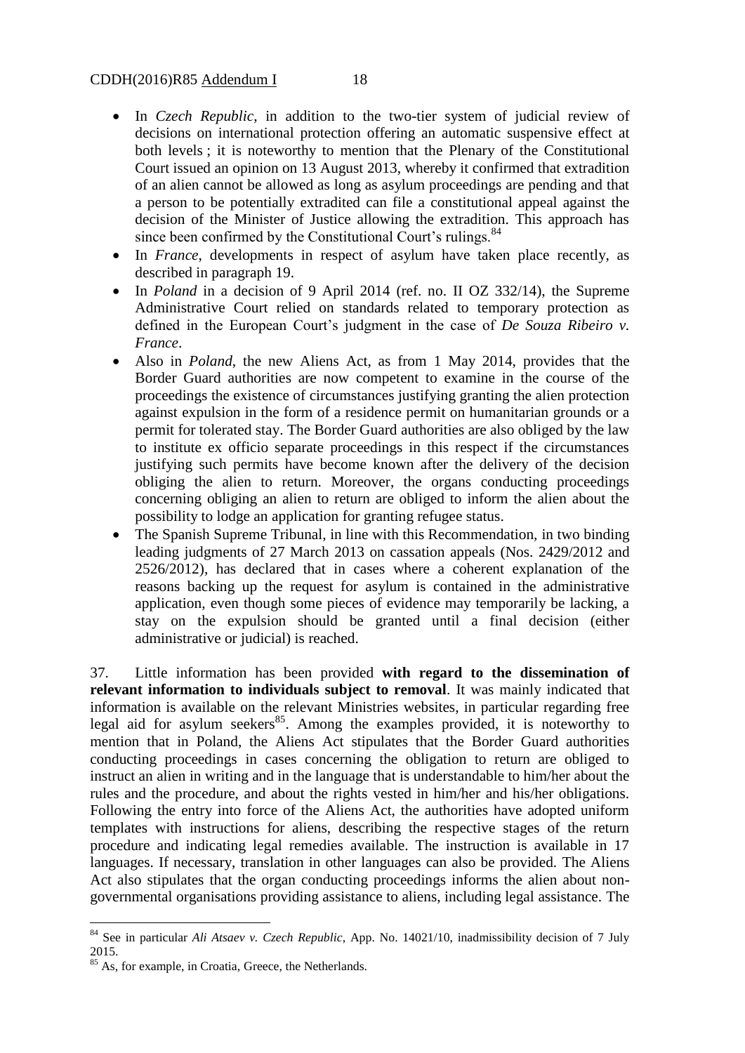- In *Czech Republic*, in addition to the two-tier system of judicial review of decisions on international protection offering an automatic suspensive effect at both levels ; it is noteworthy to mention that the Plenary of the Constitutional Court issued an opinion on 13 August 2013, whereby it confirmed that extradition of an alien cannot be allowed as long as asylum proceedings are pending and that a person to be potentially extradited can file a constitutional appeal against the decision of the Minister of Justice allowing the extradition. This approach has since been confirmed by the Constitutional Court's rulings.[84]
- In *France*, developments in respect of asylum have taken place recently, as described in paragraph 19.
- In *Poland* in a decision of 9 April 2014 (ref. no. II OZ 332/14), the Supreme Administrative Court relied on standards related to temporary protection as defined in the European Court's judgment in the case of *De Souza Ribeiro v. France*.
- Also in *Poland*, the new Aliens Act, as from 1 May 2014, provides that the Border Guard authorities are now competent to examine in the course of the proceedings the existence of circumstances justifying granting the alien protection against expulsion in the form of a residence permit on humanitarian grounds or a permit for tolerated stay. The Border Guard authorities are also obliged by the law to institute ex officio separate proceedings in this respect if the circumstances justifying such permits have become known after the delivery of the decision obliging the alien to return. Moreover, the organs conducting proceedings concerning obliging an alien to return are obliged to inform the alien about the possibility to lodge an application for granting refugee status.
- The Spanish Supreme Tribunal, in line with this Recommendation, in two binding leading judgments of 27 March 2013 on cassation appeals (Nos. 2429/2012 and 2526/2012), has declared that in cases where a coherent explanation of the reasons backing up the request for asylum is contained in the administrative application, even though some pieces of evidence may temporarily be lacking, a stay on the expulsion should be granted until a final decision (either administrative or judicial) is reached.

37. Little information has been provided **with regard to the dissemination of relevant information to individuals subject to removal**. It was mainly indicated that information is available on the relevant Ministries websites, in particular regarding free legal aid for asylum seekers[85]. Among the examples provided, it is noteworthy to mention that in Poland, the Aliens Act stipulates that the Border Guard authorities conducting proceedings in cases concerning the obligation to return are obliged to instruct an alien in writing and in the language that is understandable to him/her about the rules and the procedure, and about the rights vested in him/her and his/her obligations. Following the entry into force of the Aliens Act, the authorities have adopted uniform templates with instructions for aliens, describing the respective stages of the return procedure and indicating legal remedies available. The instruction is available in 17 languages. If necessary, translation in other languages can also be provided. The Aliens Act also stipulates that the organ conducting proceedings informs the alien about non-governmental organisations providing assistance to aliens, including legal assistance. The

[84] See in particular *Ali Atsaev v. Czech Republic*, App. No. 14021/10, inadmissibility decision of 7 July 2015.

[85] As, for example, in Croatia, Greece, the Netherlands.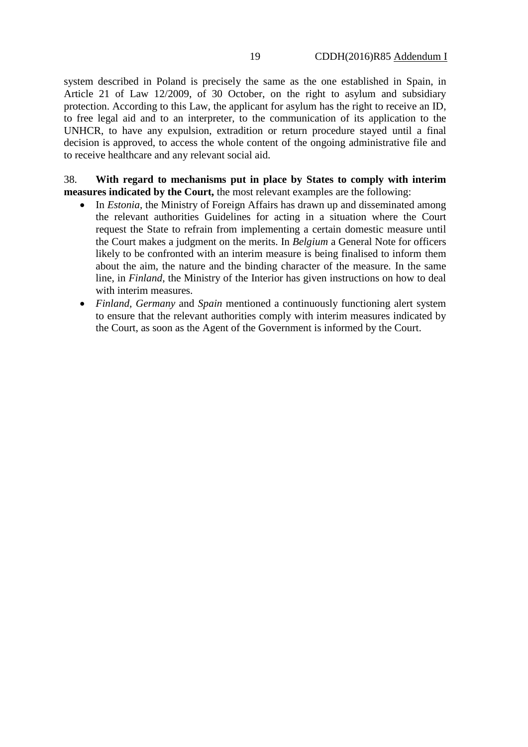system described in Poland is precisely the same as the one established in Spain, in Article 21 of Law 12/2009, of 30 October, on the right to asylum and subsidiary protection. According to this Law, the applicant for asylum has the right to receive an ID, to free legal aid and to an interpreter, to the communication of its application to the UNHCR, to have any expulsion, extradition or return procedure stayed until a final decision is approved, to access the whole content of the ongoing administrative file and to receive healthcare and any relevant social aid.

38. **With regard to mechanisms put in place by States to comply with interim measures indicated by the Court,** the most relevant examples are the following:

- In *Estonia*, the Ministry of Foreign Affairs has drawn up and disseminated among the relevant authorities Guidelines for acting in a situation where the Court request the State to refrain from implementing a certain domestic measure until the Court makes a judgment on the merits. In *Belgium* a General Note for officers likely to be confronted with an interim measure is being finalised to inform them about the aim, the nature and the binding character of the measure. In the same line, in *Finland*, the Ministry of the Interior has given instructions on how to deal with interim measures.
- *Finland*, *Germany* and *Spain* mentioned a continuously functioning alert system to ensure that the relevant authorities comply with interim measures indicated by the Court, as soon as the Agent of the Government is informed by the Court.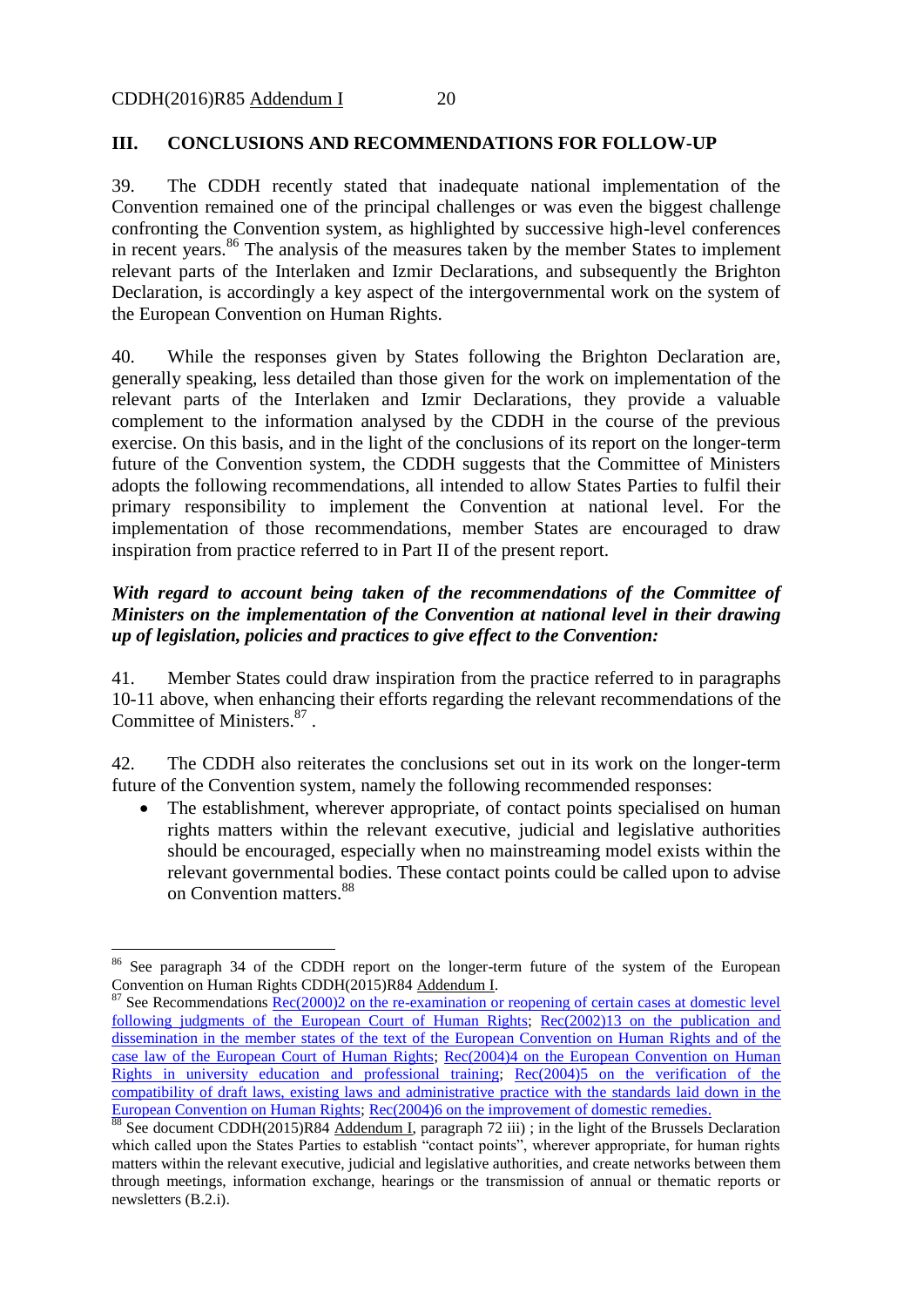## III. CONCLUSIONS AND RECOMMENDATIONS FOR FOLLOW-UP

39. The CDDH recently stated that inadequate national implementation of the Convention remained one of the principal challenges or was even the biggest challenge confronting the Convention system, as highlighted by successive high-level conferences in recent years.[86] The analysis of the measures taken by the member States to implement relevant parts of the Interlaken and Izmir Declarations, and subsequently the Brighton Declaration, is accordingly a key aspect of the intergovernmental work on the system of the European Convention on Human Rights.

40. While the responses given by States following the Brighton Declaration are, generally speaking, less detailed than those given for the work on implementation of the relevant parts of the Interlaken and Izmir Declarations, they provide a valuable complement to the information analysed by the CDDH in the course of the previous exercise. On this basis, and in the light of the conclusions of its report on the longer-term future of the Convention system, the CDDH suggests that the Committee of Ministers adopts the following recommendations, all intended to allow States Parties to fulfil their primary responsibility to implement the Convention at national level. For the implementation of those recommendations, member States are encouraged to draw inspiration from practice referred to in Part II of the present report.

***With regard to account being taken of the recommendations of the Committee of Ministers on the implementation of the Convention at national level in their drawing up of legislation, policies and practices to give effect to the Convention:***

41. Member States could draw inspiration from the practice referred to in paragraphs 10-11 above, when enhancing their efforts regarding the relevant recommendations of the Committee of Ministers.[87] .

42. The CDDH also reiterates the conclusions set out in its work on the longer-term future of the Convention system, namely the following recommended responses:

- The establishment, wherever appropriate, of contact points specialised on human rights matters within the relevant executive, judicial and legislative authorities should be encouraged, especially when no mainstreaming model exists within the relevant governmental bodies. These contact points could be called upon to advise on Convention matters.[88]

---

[86] See paragraph 34 of the CDDH report on the longer-term future of the system of the European Convention on Human Rights CDDH(2015)R84 Addendum I.

[87] See Recommendations Rec(2000)2 on the re-examination or reopening of certain cases at domestic level following judgments of the European Court of Human Rights; Rec(2002)13 on the publication and dissemination in the member states of the text of the European Convention on Human Rights and of the case law of the European Court of Human Rights; Rec(2004)4 on the European Convention on Human Rights in university education and professional training; Rec(2004)5 on the verification of the compatibility of draft laws, existing laws and administrative practice with the standards laid down in the European Convention on Human Rights; Rec(2004)6 on the improvement of domestic remedies.

[88] See document CDDH(2015)R84 Addendum I, paragraph 72 iii) ; in the light of the Brussels Declaration which called upon the States Parties to establish "contact points", wherever appropriate, for human rights matters within the relevant executive, judicial and legislative authorities, and create networks between them through meetings, information exchange, hearings or the transmission of annual or thematic reports or newsletters (B.2.i).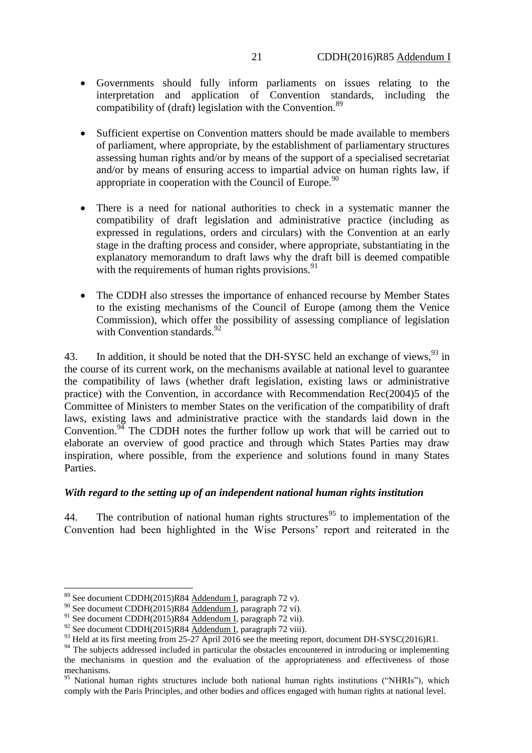- Governments should fully inform parliaments on issues relating to the interpretation and application of Convention standards, including the compatibility of (draft) legislation with the Convention.[89]

- Sufficient expertise on Convention matters should be made available to members of parliament, where appropriate, by the establishment of parliamentary structures assessing human rights and/or by means of the support of a specialised secretariat and/or by means of ensuring access to impartial advice on human rights law, if appropriate in cooperation with the Council of Europe.[90]

- There is a need for national authorities to check in a systematic manner the compatibility of draft legislation and administrative practice (including as expressed in regulations, orders and circulars) with the Convention at an early stage in the drafting process and consider, where appropriate, substantiating in the explanatory memorandum to draft laws why the draft bill is deemed compatible with the requirements of human rights provisions.[91]

- The CDDH also stresses the importance of enhanced recourse by Member States to the existing mechanisms of the Council of Europe (among them the Venice Commission), which offer the possibility of assessing compliance of legislation with Convention standards.[92]

43. In addition, it should be noted that the DH-SYSC held an exchange of views,[93] in the course of its current work, on the mechanisms available at national level to guarantee the compatibility of laws (whether draft legislation, existing laws or administrative practice) with the Convention, in accordance with Recommendation Rec(2004)5 of the Committee of Ministers to member States on the verification of the compatibility of draft laws, existing laws and administrative practice with the standards laid down in the Convention.[94] The CDDH notes the further follow up work that will be carried out to elaborate an overview of good practice and through which States Parties may draw inspiration, where possible, from the experience and solutions found in many States Parties.

***With regard to the setting up of an independent national human rights institution***

44. The contribution of national human rights structures[95] to implementation of the Convention had been highlighted in the Wise Persons' report and reiterated in the

---

[89] See document CDDH(2015)R84 Addendum I, paragraph 72 v).

[90] See document CDDH(2015)R84 Addendum I, paragraph 72 vi).

[91] See document CDDH(2015)R84 Addendum I, paragraph 72 vii).

[92] See document CDDH(2015)R84 Addendum I, paragraph 72 viii).

[93] Held at its first meeting from 25-27 April 2016 see the meeting report, document DH-SYSC(2016)R1.

[94] The subjects addressed included in particular the obstacles encountered in introducing or implementing the mechanisms in question and the evaluation of the appropriateness and effectiveness of those mechanisms.

[95] National human rights structures include both national human rights institutions ("NHRIs"), which comply with the Paris Principles, and other bodies and offices engaged with human rights at national level.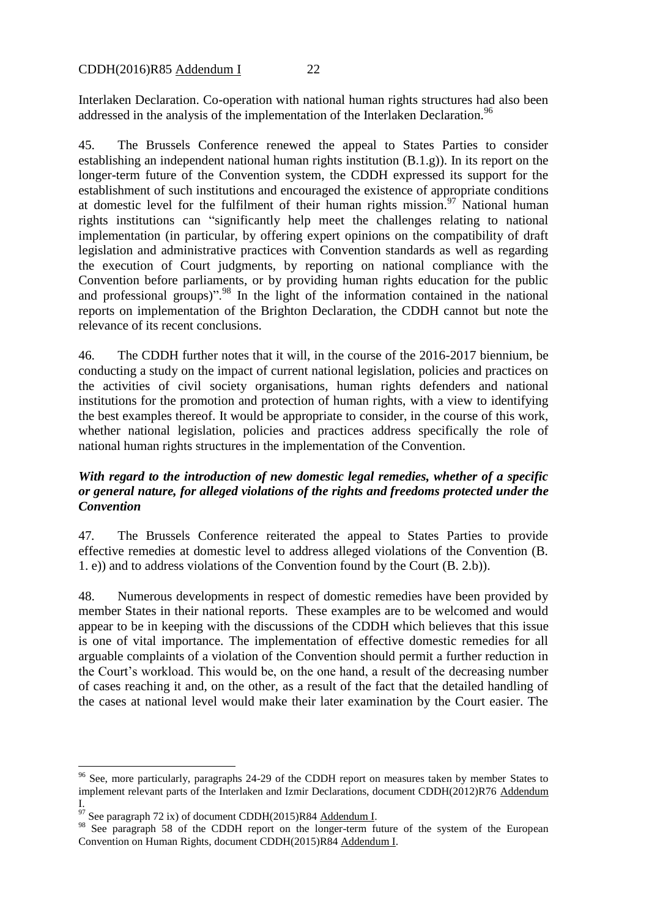Interlaken Declaration. Co-operation with national human rights structures had also been addressed in the analysis of the implementation of the Interlaken Declaration.[96]

45. The Brussels Conference renewed the appeal to States Parties to consider establishing an independent national human rights institution (B.1.g)). In its report on the longer-term future of the Convention system, the CDDH expressed its support for the establishment of such institutions and encouraged the existence of appropriate conditions at domestic level for the fulfilment of their human rights mission.[97] National human rights institutions can "significantly help meet the challenges relating to national implementation (in particular, by offering expert opinions on the compatibility of draft legislation and administrative practices with Convention standards as well as regarding the execution of Court judgments, by reporting on national compliance with the Convention before parliaments, or by providing human rights education for the public and professional groups)".[98] In the light of the information contained in the national reports on implementation of the Brighton Declaration, the CDDH cannot but note the relevance of its recent conclusions.

46. The CDDH further notes that it will, in the course of the 2016-2017 biennium, be conducting a study on the impact of current national legislation, policies and practices on the activities of civil society organisations, human rights defenders and national institutions for the promotion and protection of human rights, with a view to identifying the best examples thereof. It would be appropriate to consider, in the course of this work, whether national legislation, policies and practices address specifically the role of national human rights structures in the implementation of the Convention.

***With regard to the introduction of new domestic legal remedies, whether of a specific or general nature, for alleged violations of the rights and freedoms protected under the Convention***

47. The Brussels Conference reiterated the appeal to States Parties to provide effective remedies at domestic level to address alleged violations of the Convention (B. 1. e)) and to address violations of the Convention found by the Court (B. 2.b)).

48. Numerous developments in respect of domestic remedies have been provided by member States in their national reports. These examples are to be welcomed and would appear to be in keeping with the discussions of the CDDH which believes that this issue is one of vital importance. The implementation of effective domestic remedies for all arguable complaints of a violation of the Convention should permit a further reduction in the Court's workload. This would be, on the one hand, a result of the decreasing number of cases reaching it and, on the other, as a result of the fact that the detailed handling of the cases at national level would make their later examination by the Court easier. The

[96] See, more particularly, paragraphs 24-29 of the CDDH report on measures taken by member States to implement relevant parts of the Interlaken and Izmir Declarations, document CDDH(2012)R76 Addendum I.

[97] See paragraph 72 ix) of document CDDH(2015)R84 Addendum I.

[98] See paragraph 58 of the CDDH report on the longer-term future of the system of the European Convention on Human Rights, document CDDH(2015)R84 Addendum I.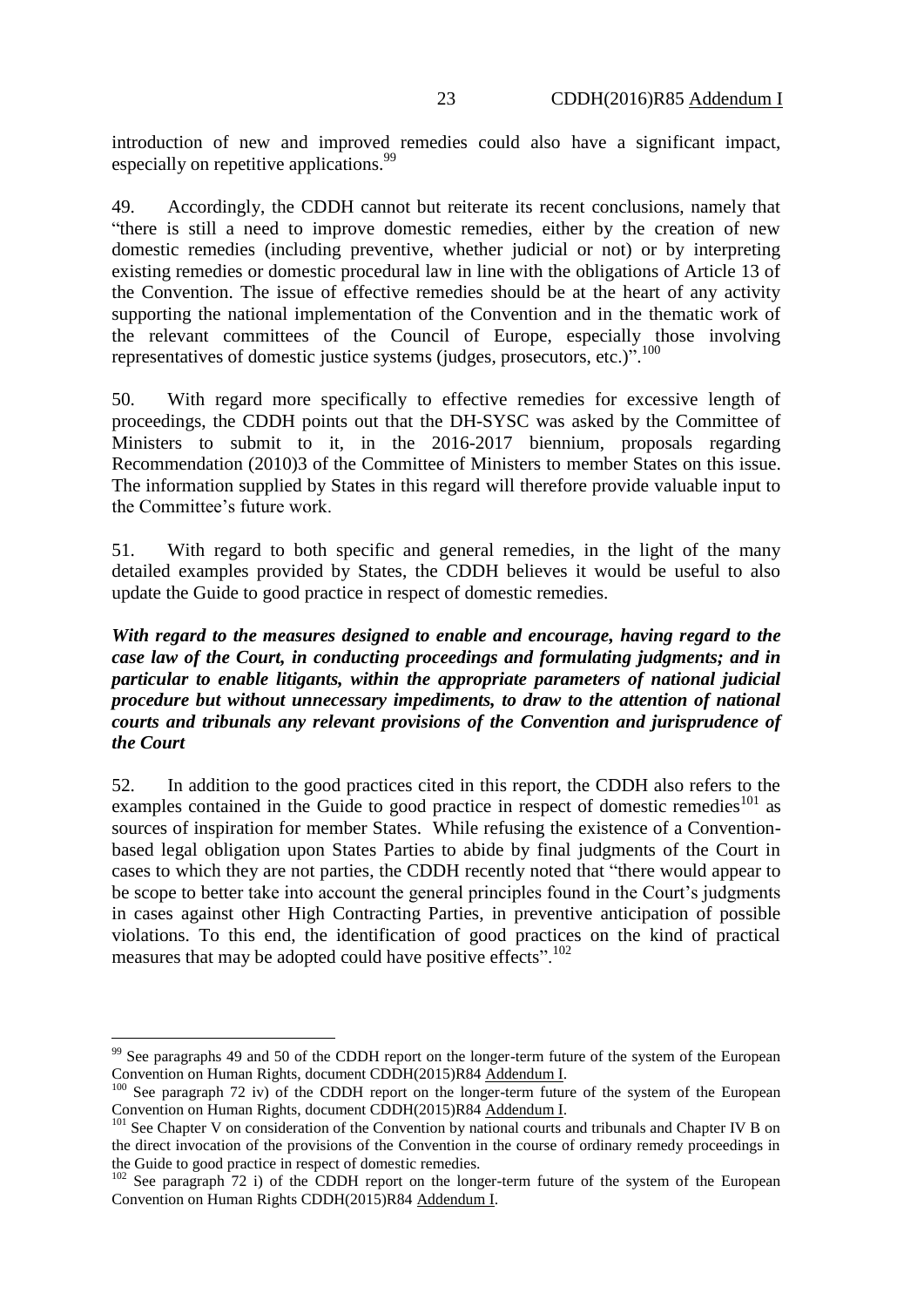introduction of new and improved remedies could also have a significant impact, especially on repetitive applications.[99]

49. Accordingly, the CDDH cannot but reiterate its recent conclusions, namely that "there is still a need to improve domestic remedies, either by the creation of new domestic remedies (including preventive, whether judicial or not) or by interpreting existing remedies or domestic procedural law in line with the obligations of Article 13 of the Convention. The issue of effective remedies should be at the heart of any activity supporting the national implementation of the Convention and in the thematic work of the relevant committees of the Council of Europe, especially those involving representatives of domestic justice systems (judges, prosecutors, etc.)".[100]

50. With regard more specifically to effective remedies for excessive length of proceedings, the CDDH points out that the DH-SYSC was asked by the Committee of Ministers to submit to it, in the 2016-2017 biennium, proposals regarding Recommendation (2010)3 of the Committee of Ministers to member States on this issue. The information supplied by States in this regard will therefore provide valuable input to the Committee's future work.

51. With regard to both specific and general remedies, in the light of the many detailed examples provided by States, the CDDH believes it would be useful to also update the Guide to good practice in respect of domestic remedies.

***With regard to the measures designed to enable and encourage, having regard to the case law of the Court, in conducting proceedings and formulating judgments; and in particular to enable litigants, within the appropriate parameters of national judicial procedure but without unnecessary impediments, to draw to the attention of national courts and tribunals any relevant provisions of the Convention and jurisprudence of the Court***

52. In addition to the good practices cited in this report, the CDDH also refers to the examples contained in the Guide to good practice in respect of domestic remedies[101] as sources of inspiration for member States. While refusing the existence of a Convention-based legal obligation upon States Parties to abide by final judgments of the Court in cases to which they are not parties, the CDDH recently noted that "there would appear to be scope to better take into account the general principles found in the Court's judgments in cases against other High Contracting Parties, in preventive anticipation of possible violations. To this end, the identification of good practices on the kind of practical measures that may be adopted could have positive effects".[102]

---

[99] See paragraphs 49 and 50 of the CDDH report on the longer-term future of the system of the European Convention on Human Rights, document CDDH(2015)R84 Addendum I.

[100] See paragraph 72 iv) of the CDDH report on the longer-term future of the system of the European Convention on Human Rights, document CDDH(2015)R84 Addendum I.

[101] See Chapter V on consideration of the Convention by national courts and tribunals and Chapter IV B on the direct invocation of the provisions of the Convention in the course of ordinary remedy proceedings in the Guide to good practice in respect of domestic remedies.

[102] See paragraph 72 i) of the CDDH report on the longer-term future of the system of the European Convention on Human Rights CDDH(2015)R84 Addendum I.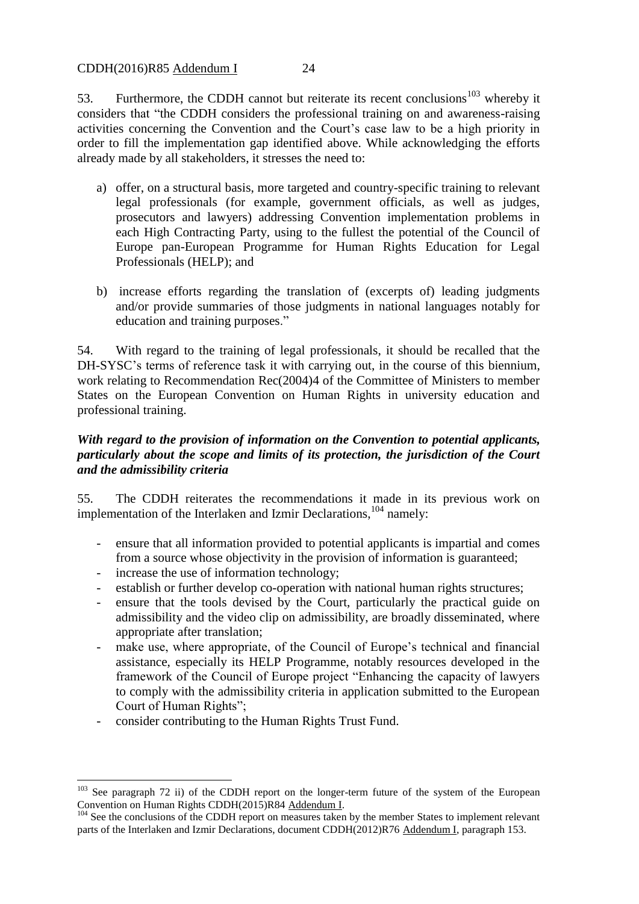53. Furthermore, the CDDH cannot but reiterate its recent conclusions[103] whereby it considers that "the CDDH considers the professional training on and awareness-raising activities concerning the Convention and the Court's case law to be a high priority in order to fill the implementation gap identified above. While acknowledging the efforts already made by all stakeholders, it stresses the need to:

a) offer, on a structural basis, more targeted and country-specific training to relevant legal professionals (for example, government officials, as well as judges, prosecutors and lawyers) addressing Convention implementation problems in each High Contracting Party, using to the fullest the potential of the Council of Europe pan-European Programme for Human Rights Education for Legal Professionals (HELP); and

b) increase efforts regarding the translation of (excerpts of) leading judgments and/or provide summaries of those judgments in national languages notably for education and training purposes."

54. With regard to the training of legal professionals, it should be recalled that the DH-SYSC's terms of reference task it with carrying out, in the course of this biennium, work relating to Recommendation Rec(2004)4 of the Committee of Ministers to member States on the European Convention on Human Rights in university education and professional training.

***With regard to the provision of information on the Convention to potential applicants, particularly about the scope and limits of its protection, the jurisdiction of the Court and the admissibility criteria***

55. The CDDH reiterates the recommendations it made in its previous work on implementation of the Interlaken and Izmir Declarations,[104] namely:

- ensure that all information provided to potential applicants is impartial and comes from a source whose objectivity in the provision of information is guaranteed;
- increase the use of information technology;
- establish or further develop co-operation with national human rights structures;
- ensure that the tools devised by the Court, particularly the practical guide on admissibility and the video clip on admissibility, are broadly disseminated, where appropriate after translation;
- make use, where appropriate, of the Council of Europe's technical and financial assistance, especially its HELP Programme, notably resources developed in the framework of the Council of Europe project "Enhancing the capacity of lawyers to comply with the admissibility criteria in application submitted to the European Court of Human Rights";
- consider contributing to the Human Rights Trust Fund.

---

[103] See paragraph 72 ii) of the CDDH report on the longer-term future of the system of the European Convention on Human Rights CDDH(2015)R84 Addendum I.

[104] See the conclusions of the CDDH report on measures taken by the member States to implement relevant parts of the Interlaken and Izmir Declarations, document CDDH(2012)R76 Addendum I, paragraph 153.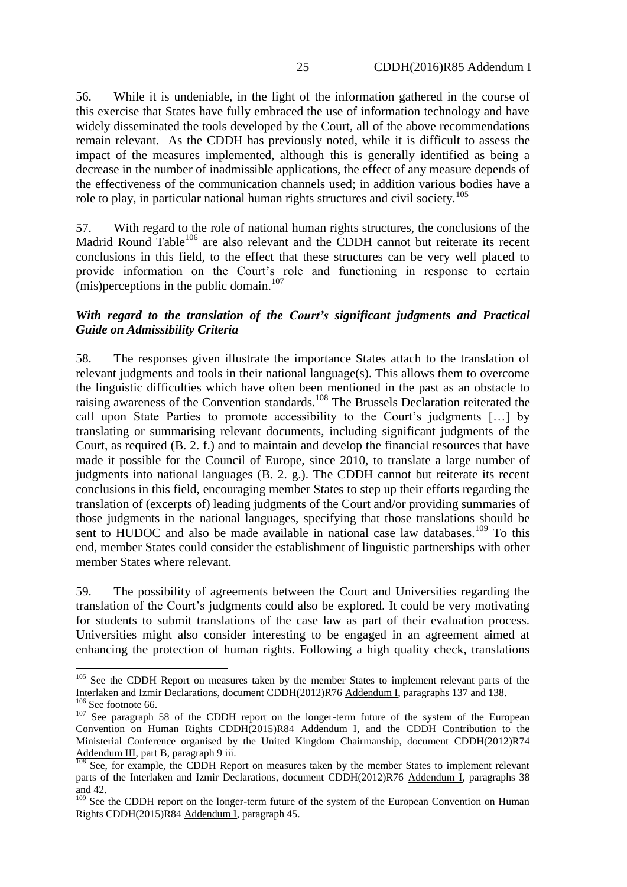56. While it is undeniable, in the light of the information gathered in the course of this exercise that States have fully embraced the use of information technology and have widely disseminated the tools developed by the Court, all of the above recommendations remain relevant. As the CDDH has previously noted, while it is difficult to assess the impact of the measures implemented, although this is generally identified as being a decrease in the number of inadmissible applications, the effect of any measure depends of the effectiveness of the communication channels used; in addition various bodies have a role to play, in particular national human rights structures and civil society.[105]

57. With regard to the role of national human rights structures, the conclusions of the Madrid Round Table[106] are also relevant and the CDDH cannot but reiterate its recent conclusions in this field, to the effect that these structures can be very well placed to provide information on the Court's role and functioning in response to certain (mis)perceptions in the public domain.[107]

***With regard to the translation of the Court's significant judgments and Practical Guide on Admissibility Criteria***

58. The responses given illustrate the importance States attach to the translation of relevant judgments and tools in their national language(s). This allows them to overcome the linguistic difficulties which have often been mentioned in the past as an obstacle to raising awareness of the Convention standards.[108] The Brussels Declaration reiterated the call upon State Parties to promote accessibility to the Court's judgments […] by translating or summarising relevant documents, including significant judgments of the Court, as required (B. 2. f.) and to maintain and develop the financial resources that have made it possible for the Council of Europe, since 2010, to translate a large number of judgments into national languages (B. 2. g.). The CDDH cannot but reiterate its recent conclusions in this field, encouraging member States to step up their efforts regarding the translation of (excerpts of) leading judgments of the Court and/or providing summaries of those judgments in the national languages, specifying that those translations should be sent to HUDOC and also be made available in national case law databases.[109] To this end, member States could consider the establishment of linguistic partnerships with other member States where relevant.

59. The possibility of agreements between the Court and Universities regarding the translation of the Court's judgments could also be explored. It could be very motivating for students to submit translations of the case law as part of their evaluation process. Universities might also consider interesting to be engaged in an agreement aimed at enhancing the protection of human rights. Following a high quality check, translations

---

[105] See the CDDH Report on measures taken by the member States to implement relevant parts of the Interlaken and Izmir Declarations, document CDDH(2012)R76 Addendum I, paragraphs 137 and 138.

[106] See footnote 66.

[107] See paragraph 58 of the CDDH report on the longer-term future of the system of the European Convention on Human Rights CDDH(2015)R84 Addendum I, and the CDDH Contribution to the Ministerial Conference organised by the United Kingdom Chairmanship, document CDDH(2012)R74 Addendum III, part B, paragraph 9 iii.

[108] See, for example, the CDDH Report on measures taken by the member States to implement relevant parts of the Interlaken and Izmir Declarations, document CDDH(2012)R76 Addendum I, paragraphs 38 and 42.

[109] See the CDDH report on the longer-term future of the system of the European Convention on Human Rights CDDH(2015)R84 Addendum I, paragraph 45.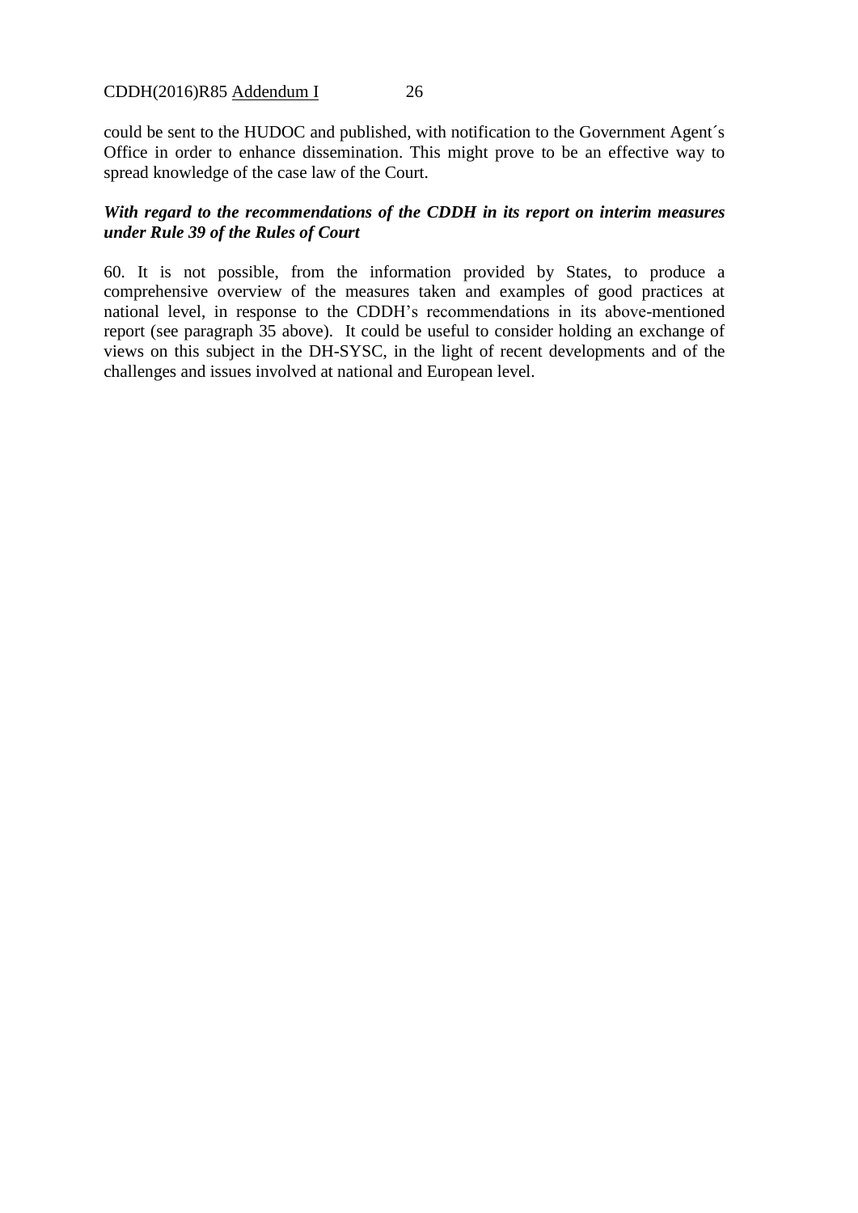could be sent to the HUDOC and published, with notification to the Government Agent´s Office in order to enhance dissemination. This might prove to be an effective way to spread knowledge of the case law of the Court.

***With regard to the recommendations of the CDDH in its report on interim measures under Rule 39 of the Rules of Court***

60. It is not possible, from the information provided by States, to produce a comprehensive overview of the measures taken and examples of good practices at national level, in response to the CDDH's recommendations in its above-mentioned report (see paragraph 35 above). It could be useful to consider holding an exchange of views on this subject in the DH-SYSC, in the light of recent developments and of the challenges and issues involved at national and European level.